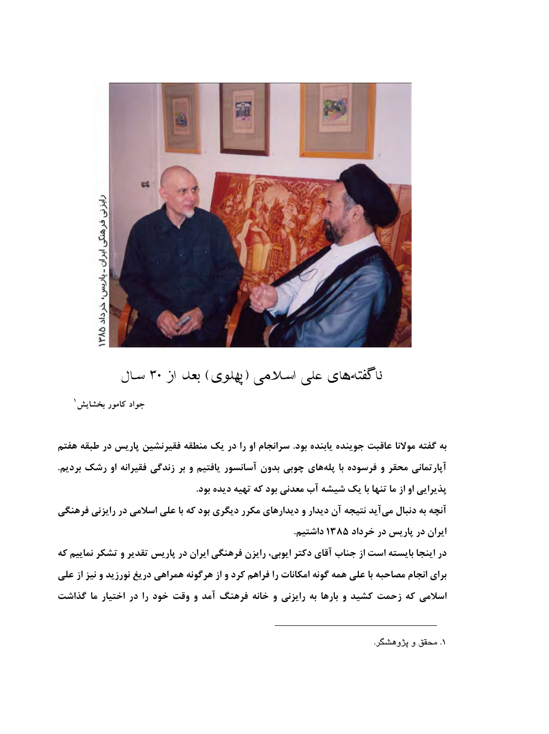رایزنی فرهنگی ایران ـ پاریس، خرداد ۱۳۸۵

# ناگفته‌های علی اسلامی (پهلوی) بعد از ۳۰ سال

جواد کامور بخشایش[۱]

**به گفته مولانا عاقبت جوینده یابنده بود. سرانجام او را در یک منطقه فقیرنشین پاریس در طبقه هفتم آپارتمانی محقر و فرسوده با پله‌های چوبی بدون آسانسور یافتیم و بر زندگی فقیرانه او رشک بردیم. پذیرایی او از ما تنها با یک شیشه آب معدنی بود که تهیه دیده بود.**

**آنچه به دنبال می‌آید نتیجه آن دیدار و دیدارهای مکرر دیگری بود که با علی اسلامی در رایزنی فرهنگی ایران در پاریس در خرداد ۱۳۸۵ داشتیم.**

**در اینجا بایسته است از جناب آقای دکتر ایوبی، رایزن فرهنگی ایران در پاریس تقدیر و تشکر نماییم که برای انجام مصاحبه با علی همه گونه امکانات را فراهم کرد و از هرگونه همراهی دریغ نورزید و نیز از علی اسلامی که زحمت کشید و بارها به رایزنی و خانه فرهنگ آمد و وقت خود را در اختیار ما گذاشت**

---

۱. محقق و پژوهشگر.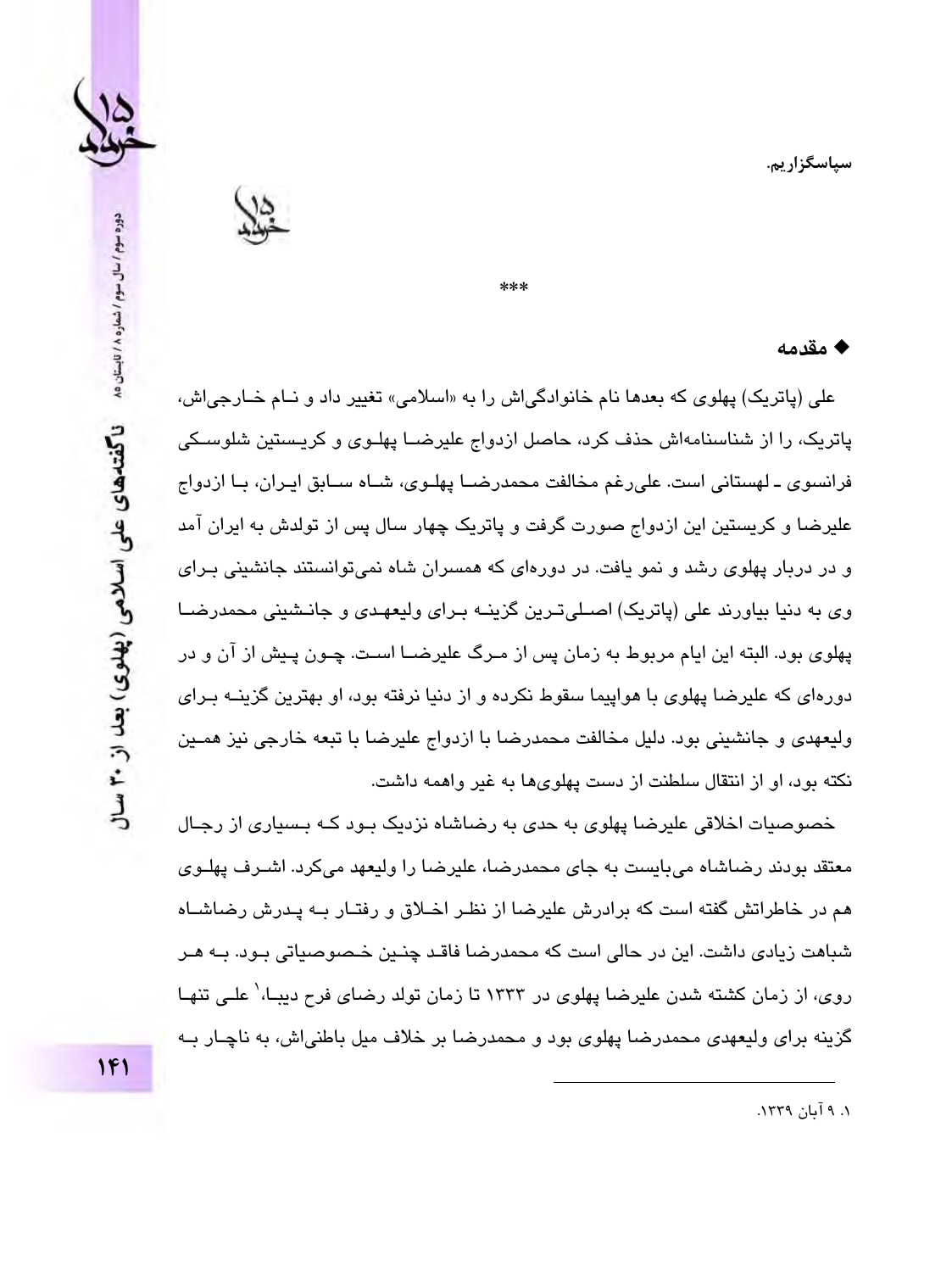سپاسگزاریم.

\*\*\*

### ◆ مقدمه

علی (پاتریک) پهلوی که بعدها نام خانوادگی‌اش را به «اسلامی» تغییر داد و نـام خـارجی‌اش، پاتریک، را از شناسنامه‌اش حذف کرد، حاصل ازدواج علیرضـا پهلـوی و کریـستین شلوسـکی فرانسوی ـ لهستانی است. علی‌رغم مخالفت محمدرضـا پهلـوی، شـاه سـابق ایـران، بـا ازدواج علیرضا و کریستین این ازدواج صورت گرفت و پاتریک چهار سال پس از تولدش به ایران آمد و در دربار پهلوی رشد و نمو یافت. در دوره‌ای که همسران شاه نمی‌توانستند جانشینی بـرای وی به دنیا بیاورند علی (پاتریک) اصلی‌ترین گزینـه بـرای ولیعهـدی و جانـشینی محمدرضـا پهلوی بود. البته این ایام مربوط به زمان پس از مـرگ علیرضـا اسـت. چـون پـیش از آن و در دوره‌ای که علیرضا پهلوی با هواپیما سقوط نکرده و از دنیا نرفته بود، او بهترین گزینـه بـرای ولیعهدی و جانشینی بود. دلیل مخالفت محمدرضا با ازدواج علیرضا با تبعه خارجی نیز همـین نکته بود، او از انتقال سلطنت از دست پهلوی‌ها به غیر واهمه داشت.

خصوصیات اخلاقی علیرضا پهلوی به حدی به رضاشاه نزدیک بـود کـه بـسیاری از رجـال معتقد بودند رضاشاه می‌بایست به جای محمدرضا، علیرضا را ولیعهد می‌کرد. اشـرف پهلـوی هم در خاطراتش گفته است که برادرش علیرضا از نظـر اخـلاق و رفتـار بـه پـدرش رضاشـاه شباهت زیادی داشت. این در حالی است که محمدرضا فاقـد چنـین خـصوصیاتی بـود. بـه هـر روی، از زمان کشته شدن علیرضا پهلوی در ۱۳۳۳ تا زمان تولد رضای فرح دیبـا،[1] علـی تنهـا گزینه برای ولیعهدی محمدرضا پهلوی بود و محمدرضا بر خلاف میل باطنی‌اش، به ناچـار بـه

---

۱. ۹ آبان ۱۳۳۹.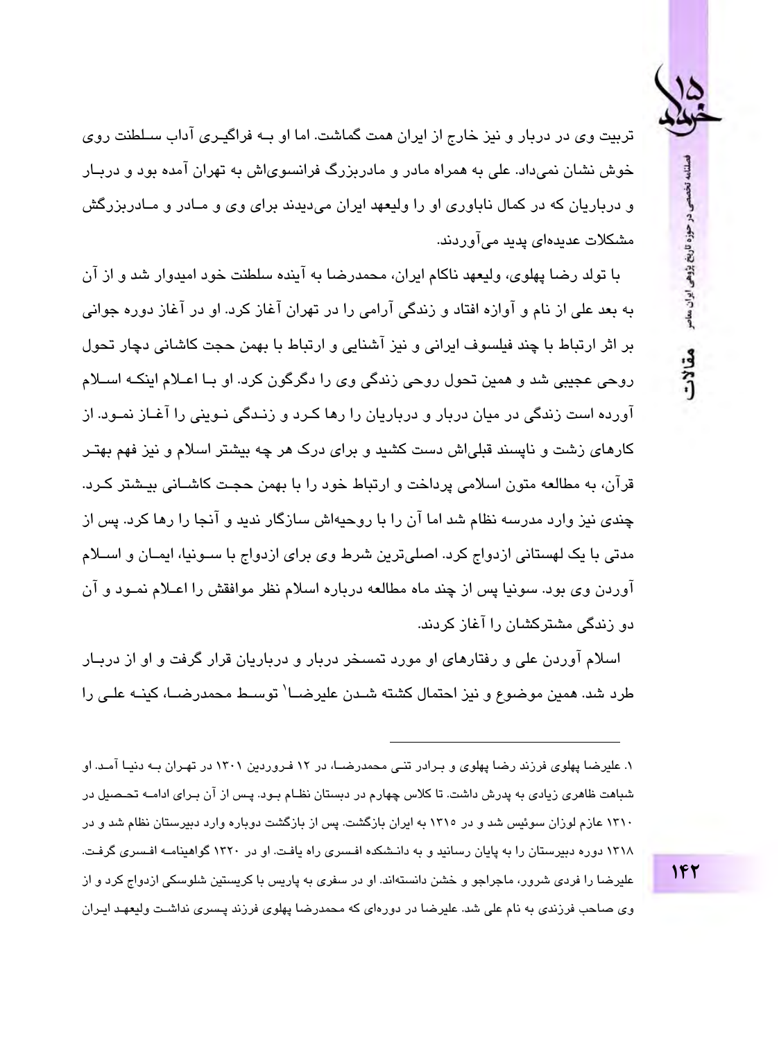تربیت وی در دربار و نیز خارج از ایران همت گماشت. اما او بـه فراگیـری آداب سـلطنت روی خوش نشان نمی‌داد. علی به همراه مادر و مادربزرگ فرانسوی‌اش به تهران آمده بود و دربـار و درباریان که در کمال ناباوری او را ولیعهد ایران می‌دیدند برای وی و مـادر و مـادربزرگش مشکلات عدیده‌ای پدید می‌آوردند.

با تولد رضا پهلوی، ولیعهد ناکام ایران، محمدرضا به آینده سلطنت خود امیدوار شد و از آن به بعد علی از نام و آوازه افتاد و زندگی آرامی را در تهران آغاز کرد. او در آغاز دوره جوانی بر اثر ارتباط با چند فیلسوف ایرانی و نیز آشنایی و ارتباط با بهمن حجت کاشانی دچار تحول روحی عجیبی شد و همین تحول روحی زندگی وی را دگرگون کرد. او بـا اعـلام اینکـه اسـلام آورده است زندگی در میان دربار و درباریان را رها کـرد و زنـدگی نـوینی را آغـاز نمـود. از کارهای زشت و ناپسند قبلی‌اش دست کشید و برای درک هر چه بیشتر اسلام و نیز فهم بهتـر قرآن، به مطالعه متون اسلامی پرداخت و ارتباط خود را با بهمن حجـت کاشـانی بیـشتر کـرد. چندی نیز وارد مدرسه نظام شد اما آن را با روحیه‌اش سازگار ندید و آنجا را رها کرد. پس از مدتی با یک لهستانی ازدواج کرد. اصلی‌ترین شرط وی برای ازدواج با سـونیا، ایمـان و اسـلام آوردن وی بود. سونیا پس از چند ماه مطالعه درباره اسلام نظر موافقش را اعـلام نمـود و آن دو زندگی مشترکشان را آغاز کردند.

اسلام آوردن علی و رفتارهای او مورد تمسخر دربار و درباریان قرار گرفت و او از دربـار طرد شد. همین موضوع و نیز احتمال کشته شـدن علیرضـا[1] توسـط محمدرضـا، کینـه علـی را

---

۱. علیرضا پهلوی فرزند رضا پهلوی و بـرادر تنـی محمدرضـا، در ۱۲ فـروردین ۱۳۰۱ در تهـران بـه دنیـا آمـد. او شباهت ظاهری زیادی به پدرش داشت. تا کلاس چهارم در دبستان نظـام بـود. پـس از آن بـرای ادامـه تحـصیل در ۱۳۱۰ عازم لوزان سوئیس شد و در ۱۳۱۵ به ایران بازگشت. پس از بازگشت دوباره وارد دبیرستان نظام شد و در ۱۳۱۸ دوره دبیرستان را به پایان رسانید و به دانـشکده افـسری راه یافـت. او در ۱۳۲۰ گواهینامـه افـسری گرفـت. علیرضا را فردی شرور، ماجراجو و خشن دانسته‌اند. او در سفری به پاریس با کریستین شلوسکی ازدواج کرد و از وی صاحب فرزندی به نام علی شد. علیرضا در دوره‌ای که محمدرضا پهلوی فرزند پـسری نداشـت ولیعهـد ایـران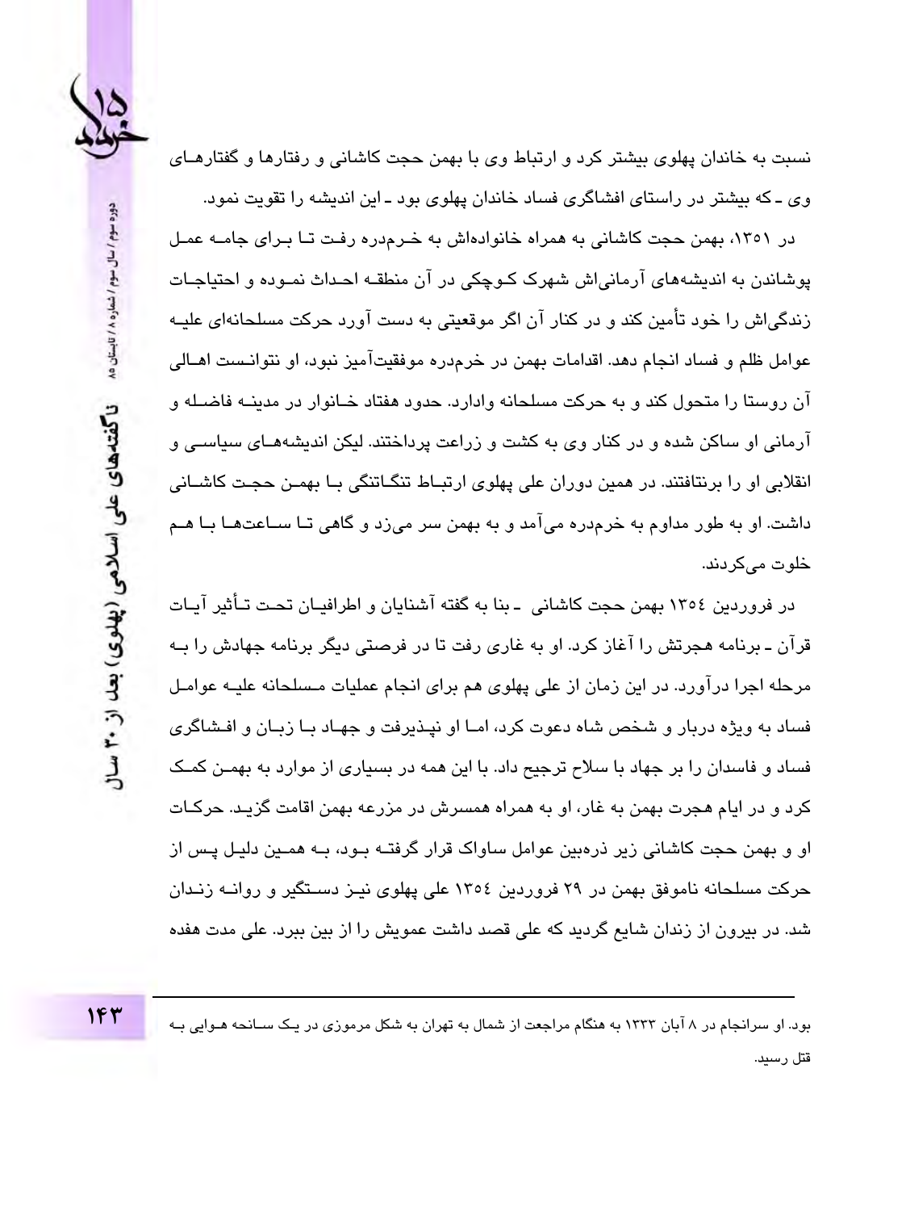نسبت به خاندان پهلوی بیشتر کرد و ارتباط وی با بهمن حجت کاشانی و رفتارها و گفتارهای وی ـ که بیشتر در راستای افشاگری فساد خاندان پهلوی بود ـ این اندیشه را تقویت نمود.

در ۱۳۵۱، بهمن حجت کاشانی به همراه خانواده‌اش به خرم‌دره رفت تا برای جامه عمل پوشاندن به اندیشه‌های آرمانی‌اش شهرک کوچکی در آن منطقه احداث نموده و احتیاجات زندگی‌اش را خود تأمین کند و در کنار آن اگر موقعیتی به دست آورد حرکت مسلحانه‌ای علیه عوامل ظلم و فساد انجام دهد. اقدامات بهمن در خرم‌دره موفقیت‌آمیز نبود، او نتوانست اهالی آن روستا را متحول کند و به حرکت مسلحانه وادارد. حدود هفتاد خانوار در مدینه فاضله و آرمانی او ساکن شده و در کنار وی به کشت و زراعت پرداختند. لیکن اندیشه‌های سیاسی و انقلابی او را برنتافتند. در همین دوران علی پهلوی ارتباط تنگاتنگی با بهمن حجت کاشانی داشت. او به طور مداوم به خرم‌دره می‌آمد و به بهمن سر می‌زد و گاهی تا ساعت‌ها با هم خلوت می‌کردند.

در فروردین ۱۳۵٤ بهمن حجت کاشانی ـ بنا به گفته آشنایان و اطرافیان تحت تأثیر آیات قرآن ـ برنامه هجرتش را آغاز کرد. او به غاری رفت تا در فرصتی دیگر برنامه جهادش را به مرحله اجرا درآورد. در این زمان از علی پهلوی هم برای انجام عملیات مسلحانه علیه عوامل فساد به ویژه دربار و شخص شاه دعوت کرد، اما او نپذیرفت و جهاد با زبان و افشاگری فساد و فاسدان را بر جهاد با سلاح ترجیح داد. با این همه در بسیاری از موارد به بهمن کمک کرد و در ایام هجرت بهمن به غار، او به همراه همسرش در مزرعه بهمن اقامت گزید. حرکات او و بهمن حجت کاشانی زیر ذره‌بین عوامل ساواک قرار گرفته بود، به همین دلیل پس از حرکت مسلحانه ناموفق بهمن در ۲۹ فروردین ۱۳۵٤ علی پهلوی نیز دستگیر و روانه زندان شد. در بیرون از زندان شایع گردید که علی قصد داشت عمویش را از بین ببرد. علی مدت هفده

---

بود. او سرانجام در ۸ آبان ۱۳۳۳ به هنگام مراجعت از شمال به تهران به شکل مرموزی در یک سانحه هوایی به قتل رسید.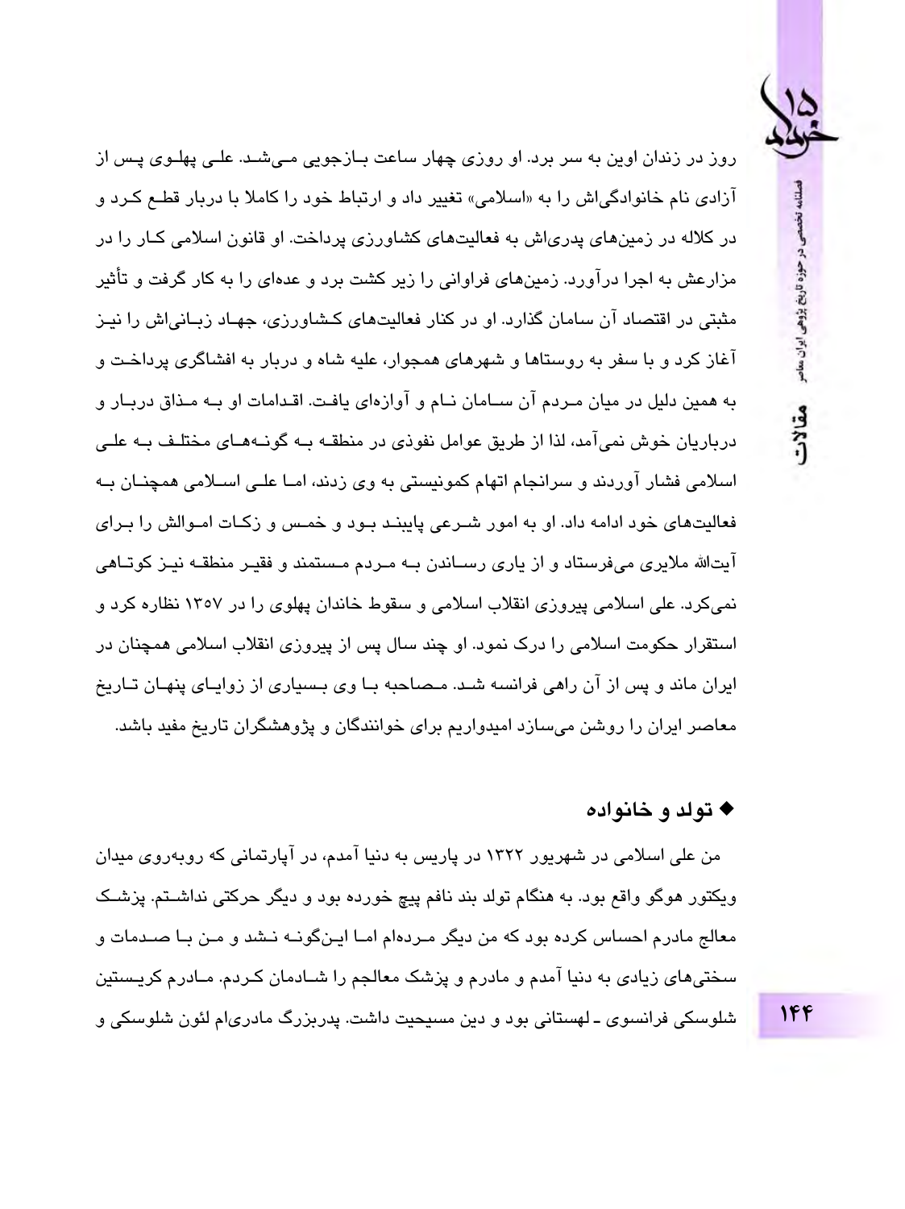روز در زندان اوین به سر برد. او روزی چهار ساعت بازجویی می‌شد. علی پهلوی پس از آزادی نام خانوادگی‌اش را به «اسلامی» تغییر داد و ارتباط خود را کاملا با دربار قطع کرد و در کلاله در زمین‌های پدری‌اش به فعالیت‌های کشاورزی پرداخت. او قانون اسلامی کار را در مزارعش به اجرا درآورد. زمین‌های فراوانی را زیر کشت برد و عده‌ای را به کار گرفت و تأثیر مثبتی در اقتصاد آن سامان گذارد. او در کنار فعالیت‌های کشاورزی، جهاد زبانی‌اش را نیز آغاز کرد و با سفر به روستاها و شهرهای همجوار، علیه شاه و دربار به افشاگری پرداخت و به همین دلیل در میان مردم آن سامان نام و آوازه‌ای یافت. اقدامات او به مذاق دربار و درباریان خوش نمی‌آمد، لذا از طریق عوامل نفوذی در منطقه به گونه‌های مختلف به علی اسلامی فشار آوردند و سرانجام اتهام کمونیستی به وی زدند، اما علی اسلامی همچنان به فعالیت‌های خود ادامه داد. او به امور شرعی پایبند بود و خمس و زکات اموالش را برای آیت‌الله ملایری می‌فرستاد و از یاری رساندن به مردم مستمند و فقیر منطقه نیز کوتاهی نمی‌کرد. علی اسلامی پیروزی انقلاب اسلامی و سقوط خاندان پهلوی را در ۱۳۵۷ نظاره کرد و استقرار حکومت اسلامی را درک نمود. او چند سال پس از پیروزی انقلاب اسلامی همچنان در ایران ماند و پس از آن راهی فرانسه شد. مصاحبه با وی بسیاری از زوایای پنهان تاریخ معاصر ایران را روشن می‌سازد امیدواریم برای خوانندگان و پژوهشگران تاریخ مفید باشد.

## ◆ تولد و خانواده

من علی اسلامی در شهریور ۱۳۲۲ در پاریس به دنیا آمدم، در آپارتمانی که روبه‌روی میدان ویکتور هوگو واقع بود. به هنگام تولد بند نافم پیچ خورده بود و دیگر حرکتی نداشتم. پزشک معالج مادرم احساس کرده بود که من دیگر مرده‌ام اما این‌گونه نشد و من با صدمات و سختی‌های زیادی به دنیا آمدم و مادرم و پزشک معالجم را شادمان کردم. مادرم کریستین شلوسکی فرانسوی ـ لهستانی بود و دین مسیحیت داشت. پدربزرگ مادری‌ام لئون شلوسکی و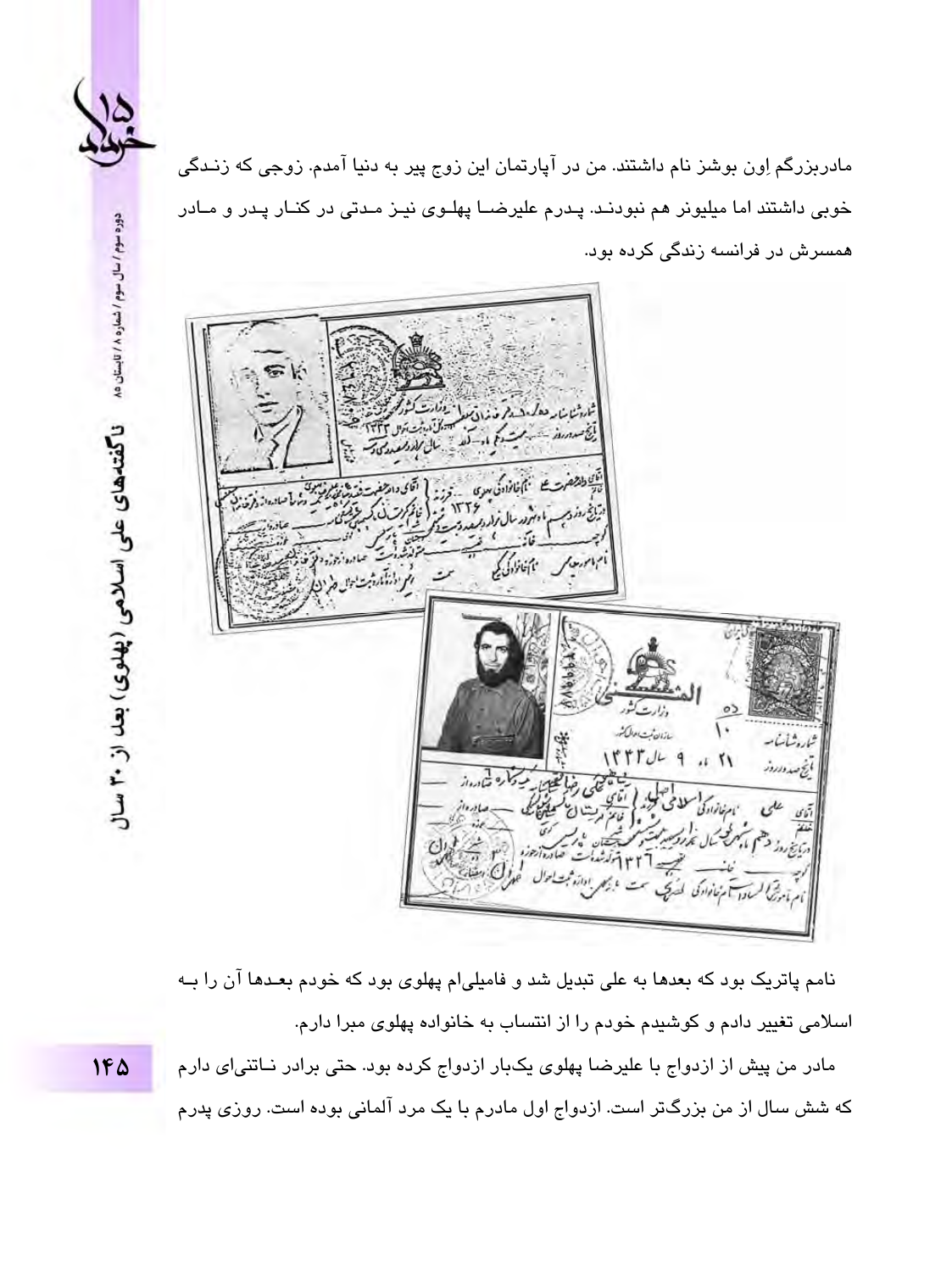مادربزرگم اِوِن بوشز نام داشتند. من در آپارتمان این زوج پیر به دنیا آمدم. زوجی که زندگی خوبی داشتند اما میلیونر هم نبودند. پدرم علیرضا پهلوی نیز مدتی در کنار پدر و مادر همسرش در فرانسه زندگی کرده بود.

نامم پاتریک بود که بعدها به علی تبدیل شد و فامیلی‌ام پهلوی بود که خودم بعدها آن را به اسلامی تغییر دادم و کوشیدم خودم را از انتساب به خانواده پهلوی مبرا دارم.

مادر من پیش از ازدواج با علیرضا پهلوی یک‌بار ازدواج کرده بود. حتی برادر ناتنی‌ای دارم که شش سال از من بزرگ‌تر است. ازدواج اول مادرم با یک مرد آلمانی بوده است. روزی پدرم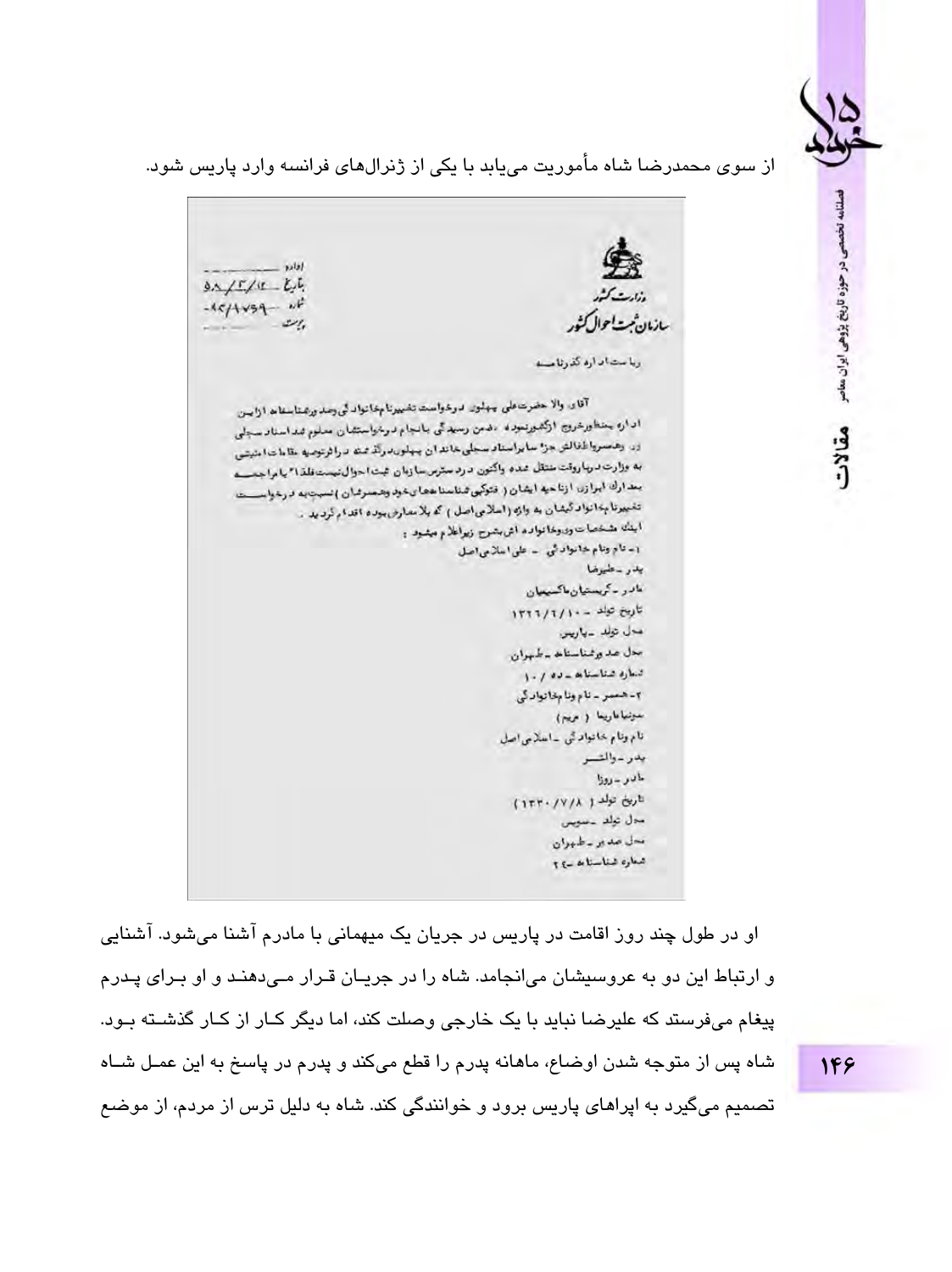از سوی محمدرضا شاه مأموریت می‌یابد با یکی از ژنرال‌های فرانسه وارد پاریس شود.

وزارت کشور
سازمان ثبت احوال کشور

اداره
تاریخ ۵۸/۳/۱۲
شماره ۱۲/۱۷۵۹
پیوست

ریاست اداره گذرنامه

آقای والا حضرت علی پهلوی درخواست تغییرنام خانوادگی وصدور شناسنامه از این اداره بمنظورخروج ازکشورنموده ، ضمن رسیدگی بانجام درخواستشان معلوم شد اسناد سجلی در همسرواطفالش جزء سایراسناد سجلی خاندان پهلوی درگذشته دراثرتوصیه مقامات امنیتی به وزارت دربار وقت منتقل شده واکنون دردسترس سازمان ثبت احوال نیست فلذا ۱٪ با مراجعه بمدارک ابرازی ازناحیه ایشان ( فتوکپی شناسنامه های خود وهمسرشان ) نسبت به درخواست تغییرنام خانوادگیشان به واژه ( اسلامی اصل ) که بلامعارض بوده اقدام گردید .

اینک مشخصات وی وخانواده اش بشرح زیراعلام میشود :

۱- نام ونام خانوادگی - علی اسلامی اصل
پدر - علیرضا
مادر - کریستیان ماکسیمهان
تاریخ تولد - ۱۳۲۶/۲/۱۰
محل تولد - پاریس
محل صدورشناسنامه - طهران
شماره شناسنامه - ده / ۱۰

۲- همسر - نام ونام خانوادگی
سونیا ماریا ( مریم )
نام ونام خانوادگی - اسلامی اصل
پدر - والتر
مادر - روزا
تاریخ تولد ( ۱۳۳۰/۷/۸ )
محل تولد - سویس
محل صدور - طهران
شماره شناسنامه - ۲۴

او در طول چند روز اقامت در پاریس در جریان یک میهمانی با مادرم آشنا می‌شود. آشنایی و ارتباط این دو به عروسیشان می‌انجامد. شاه را در جریان قرار می‌دهند و او برای پدرم پیغام می‌فرستد که علیرضا نباید با یک خارجی وصلت کند، اما دیگر کار از کار گذشته بود. شاه پس از متوجه شدن اوضاع، ماهانه پدرم را قطع می‌کند و پدرم در پاسخ به این عمل شاه تصمیم می‌گیرد به اپراهای پاریس برود و خوانندگی کند. شاه به دلیل ترس از مردم، از موضع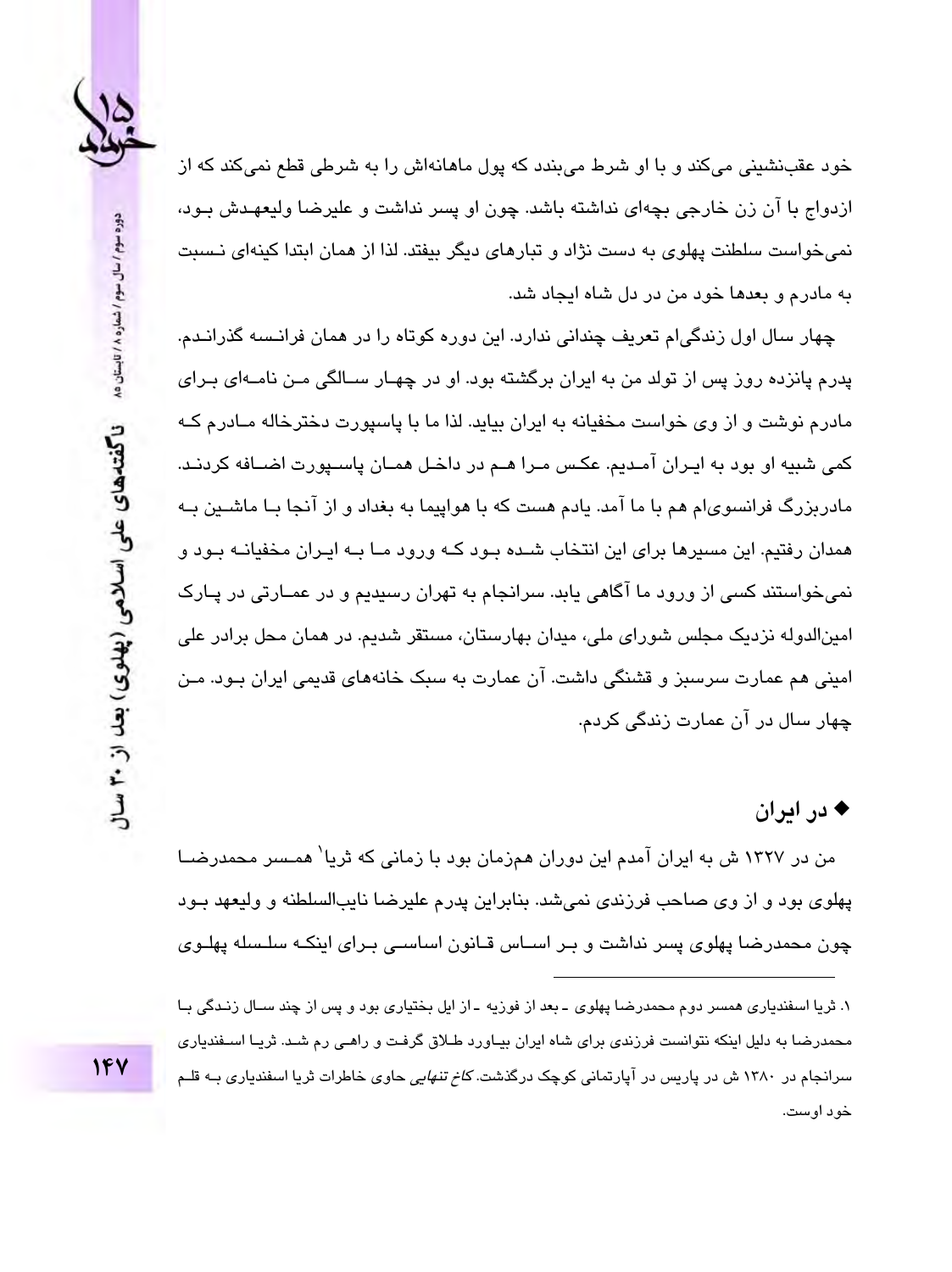خود عقب‌نشینی می‌کند و با او شرط می‌بندد که پول ماهانه‌اش را به شرطی قطع نمی‌کند که از ازدواج با آن زن خارجی بچه‌ای نداشته باشد. چون او پسر نداشت و علیرضا ولیعهدش بود، نمی‌خواست سلطنت پهلوی به دست نژاد و تبارهای دیگر بیفتد. لذا از همان ابتدا کینه‌ای نسبت به مادرم و بعدها خود من در دل شاه ایجاد شد.

چهار سال اول زندگی‌ام تعریف چندانی ندارد. این دوره کوتاه را در همان فرانسه گذراندم. پدرم پانزده روز پس از تولد من به ایران برگشته بود. او در چهار سالگی من نامه‌ای برای مادرم نوشت و از وی خواست مخفیانه به ایران بیاید. لذا ما با پاسپورت دخترخاله مادرم که کمی شبیه او بود به ایران آمدیم. عکس مرا هم در داخل همان پاسپورت اضافه کردند. مادربزرگ فرانسوی‌ام هم با ما آمد. یادم هست که با هواپیما به بغداد و از آنجا با ماشین به همدان رفتیم. این مسیرها برای این انتخاب شده بود که ورود ما به ایران مخفیانه بود و نمی‌خواستند کسی از ورود ما آگاهی یابد. سرانجام به تهران رسیدیم و در عمارتی در پارک امین‌الدوله نزدیک مجلس شورای ملی، میدان بهارستان، مستقر شدیم. در همان محل برادر علی امینی هم عمارت سرسبز و قشنگی داشت. آن عمارت به سبک خانه‌های قدیمی ایران بود. من چهار سال در آن عمارت زندگی کردم.

### ◆ در ایران

من در ۱۳۲۷ ش به ایران آمدم این دوران همزمان بود با زمانی که ثریا[1] همسر محمدرضا پهلوی بود و از وی صاحب فرزندی نمی‌شد. بنابراین پدرم علیرضا نایب‌السلطنه و ولیعهد بود چون محمدرضا پهلوی پسر نداشت و بر اساس قانون اساسی برای اینکه سلسله پهلوی

---

۱. ثریا اسفندیاری همسر دوم محمدرضا پهلوی ـ بعد از فوزیه ـ از ایل بختیاری بود و پس از چند سال زندگی با محمدرضا به دلیل اینکه نتوانست فرزندی برای شاه ایران بیاورد طلاق گرفت و راهی رم شد. ثریا اسفندیاری سرانجام در ۱۳۸۰ ش در پاریس در آپارتمانی کوچک درگذشت. *کاخ تنهایی* حاوی خاطرات ثریا اسفندیاری به قلم خود اوست.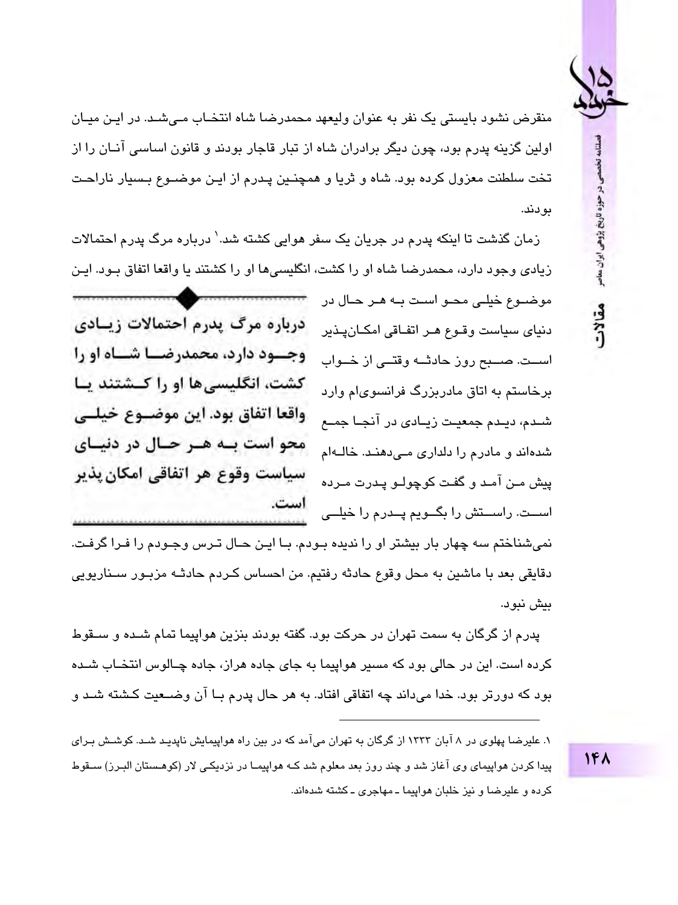منقرض نشود بایستی یک نفر به عنوان ولیعهد محمدرضا شاه انتخاب می‌شد. در این میان اولین گزینه پدرم بود، چون دیگر برادران شاه از تبار قاجار بودند و قانون اساسی آنان را از تخت سلطنت معزول کرده بود. شاه و ثریا و همچنین پدرم از این موضوع بسیار ناراحت بودند.

زمان گذشت تا اینکه پدرم در جریان یک سفر هوایی کشته شد.[1] درباره مرگ پدرم احتمالات زیادی وجود دارد، محمدرضا شاه او را کشت، انگلیسی‌ها او را کشتند یا واقعا اتفاق بود. این موضوع خیلی محو است به هر حال در دنیای سیاست وقوع هر اتفاقی امکان‌پذیر است. صبح روز حادثه وقتی از خواب برخاستم به اتاق مادربزرگ فرانسوی‌ام وارد شدم، دیدم جمعیت زیادی در آنجا جمع شده‌اند و مادرم را دلداری می‌دهند. خاله‌ام پیش من آمد و گفت کوچولو پدرت مرده است. راستش را بگویم پدرم را خیلی نمی‌شناختم سه چهار بار بیشتر او را ندیده بودم. با این حال ترس وجودم را فرا گرفت. دقایقی بعد با ماشین به محل وقوع حادثه رفتیم. من احساس کردم حادثه مزبور سناریویی بیش نبود.

> **درباره مرگ پدرم احتمالات زیادی وجود دارد، محمدرضا شاه او را کشت، انگلیسی‌ها او را کشتند یا واقعا اتفاق بود. این موضوع خیلی محو است به هر حال در دنیای سیاست وقوع هر اتفاقی امکان‌پذیر است.**

پدرم از گرگان به سمت تهران در حرکت بود. گفته بودند بنزین هواپیما تمام شده و سقوط کرده است. این در حالی بود که مسیر هواپیما به جای جاده هراز، جاده چالوس انتخاب شده بود که دورتر بود. خدا می‌داند چه اتفاقی افتاد. به هر حال پدرم با آن وضعیت کشته شد و

---

[1] علیرضا پهلوی در ۸ آبان ۱۳۳۳ از گرگان به تهران می‌آمد که در بین راه هواپیمایش ناپدید شد. کوشش برای پیدا کردن هواپیمای وی آغاز شد و چند روز بعد معلوم شد که هواپیما در نزدیکی لار (کوهستان البرز) سقوط کرده و علیرضا و نیز خلبان هواپیما ـ مهاجری ـ کشته شده‌اند.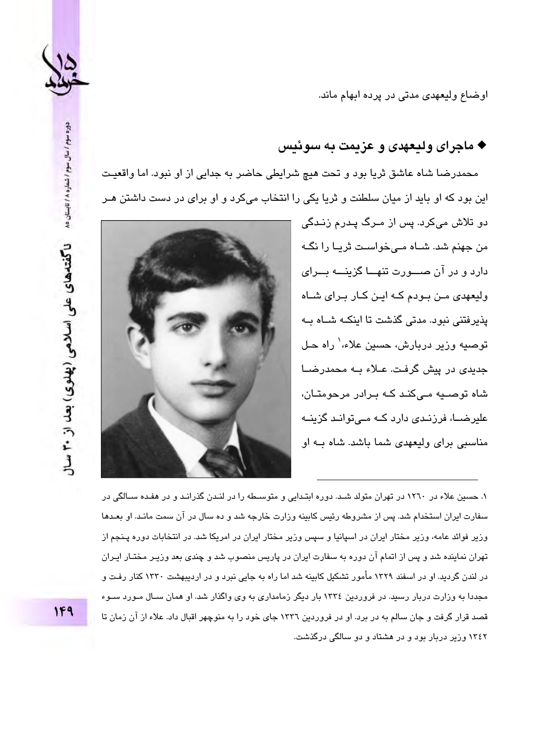اوضاع ولیعهدی مدتی در پرده ابهام ماند.

## ◆ ماجرای ولیعهدی و عزیمت به سوئیس

محمدرضا شاه عاشق ثریا بود و تحت هیچ شرایطی حاضر به جدایی از او نبود. اما واقعیت این بود که او باید از میان سلطنت و ثریا یکی را انتخاب می‌کرد و او برای در دست داشتن هر دو تلاش می‌کرد. پس از مرگ پدرم زندگی من جهنم شد. شاه می‌خواست ثریا را نگه دارد و در آن صورت تنها گزینه برای ولیعهدی من بودم که این کار برای شاه پذیرفتنی نبود. مدتی گذشت تا اینکه شاه به توصیه وزیر دربارش، حسین علاء،[1] راه حل جدیدی در پیش گرفت. علاء به محمدرضا شاه توصیه می‌کند که برادر مرحومتان، علیرضا، فرزندی دارد که می‌تواند گزینه مناسبی برای ولیعهدی شما باشد. شاه به او

---

۱. حسین علاء در ۱۲۶۰ در تهران متولد شد. دوره ابتدایی و متوسطه را در لندن گذراند و در هفده سالگی در سفارت ایران استخدام شد. پس از مشروطه رئیس کابینه وزارت خارجه شد و ده سال در آن سمت ماند. او بعدها وزیر فوائد عامه، وزیر مختار ایران در اسپانیا و سپس وزیر مختار ایران در امریکا شد. در انتخابات دوره پنجم از تهران نماینده شد و پس از اتمام آن دوره به سفارت ایران در پاریس منصوب شد و چندی بعد وزیر مختار ایران در لندن گردید. او در اسفند ۱۳۲۹ مأمور تشکیل کابینه شد اما راه به جایی نبرد و در اردیبهشت ۱۳۳۰ کنار رفت و مجددا به وزارت دربار رسید. در فروردین ۱۳۳٤ بار دیگر زمامداری به وی واگذار شد. او همان سال مورد سوء قصد قرار گرفت و جان سالم به در برد. او در فروردین ۱۳۳٦ جای خود را به منوچهر اقبال داد. علاء از آن زمان تا ۱۳٤۲ وزیر دربار بود و در هشتاد و دو سالگی درگذشت.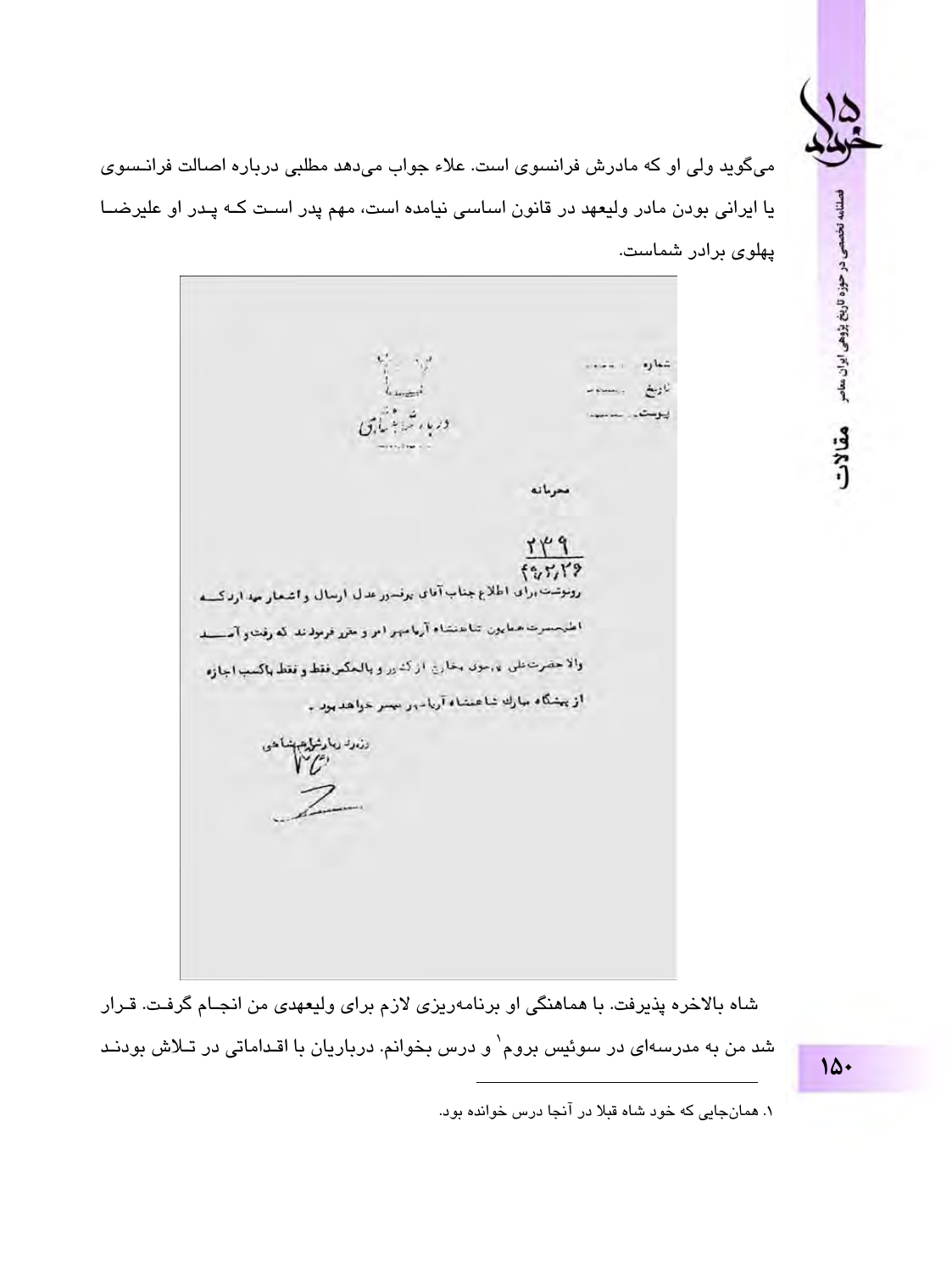می‌گوید ولی او که مادرش فرانسوی است. علاء جواب می‌دهد مطلبی درباره اصالت فرانسوی یا ایرانی بودن مادر ولیعهد در قانون اساسی نیامده است، مهم پدر است کـه پـدر او علیرضـا پهلوی برادر شماست.

دربار شاهنشاهی

شماره ......
تاریخ ......
پیوست ......

محرمانه

۲۳۹
۴۶/۲/۲۶

رونوشت برای اطلاع جناب آقای پرفسور عدل ارسال و اشعار میدارد که اعلیحضرت همایون شاهنشاه آریامهر امر و مقرر فرمودند که رفت و آمد والاحضرت علی پهلوی بخارج از کشور و بالعکس فقط و فقط با کسب اجازه از پیشگاه مبارک شاهنشاه آریامهر میسر خواهد بود.

وزیر دربار شاهنشاهی

شاه بالاخره پذیرفت. با هماهنگی او برنامه‌ریزی لازم برای ولیعهدی من انجـام گرفـت. قـرار شد من به مدرسه‌ای در سوئیس بروم[1] و درس بخوانم. درباریان با اقداماتی در تـلاش بودنـد

---

۱. همان‌جایی که خود شاه قبلا در آنجا درس خوانده بود.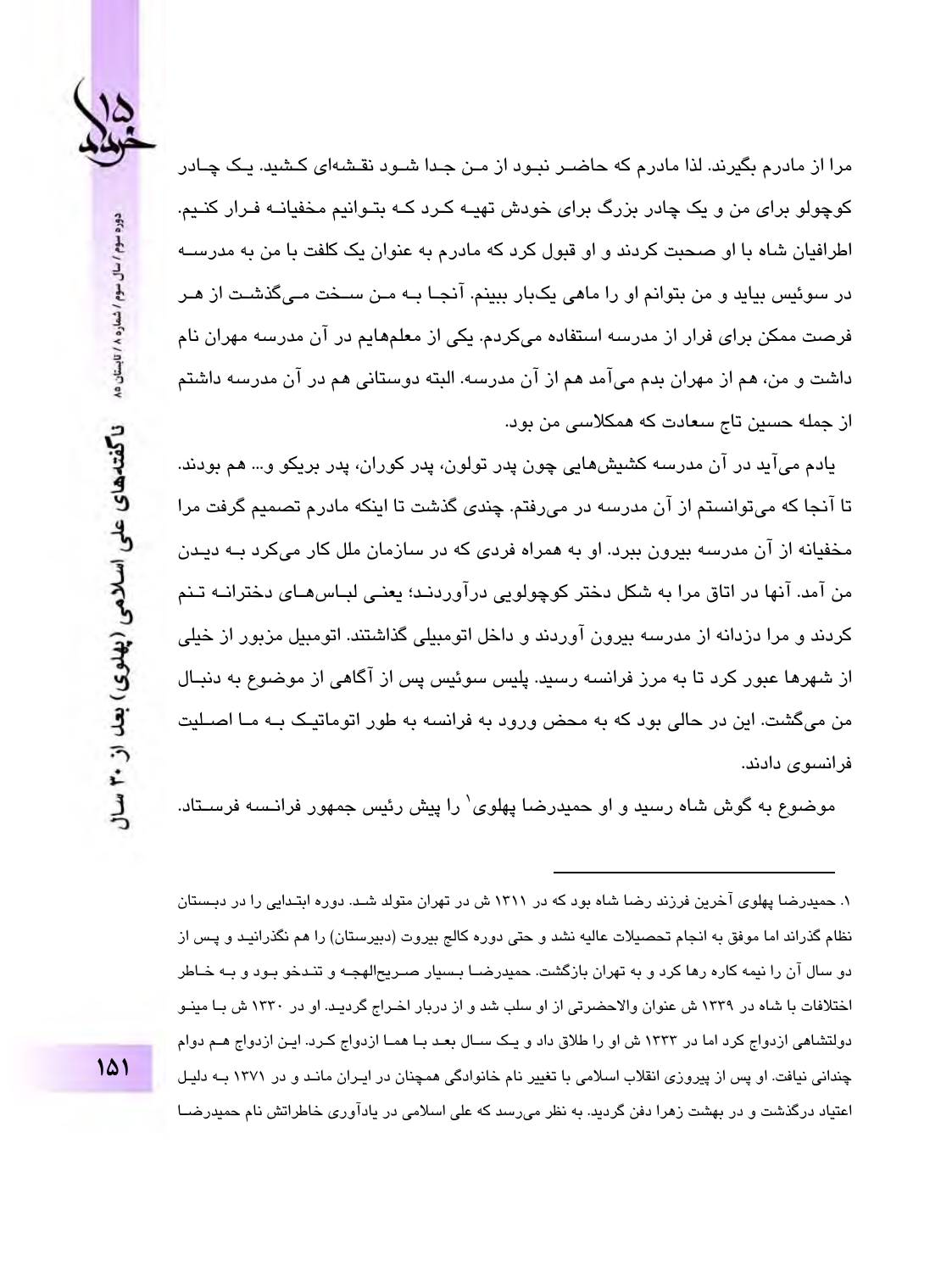مرا از مادرم بگیرند. لذا مادرم که حاضـر نبـود از مـن جـدا شـود نقشه‌ای کـشید. یـک چـادر کوچولو برای من و یک چادر بزرگ برای خودش تهیـه کـرد کـه بتـوانیم مخفیانـه فـرار کنـیم. اطرافیان شاه با او صحبت کردند و او قبول کرد که مادرم به عنوان یک کلفت با من به مدرسـه در سوئیس بیاید و من بتوانم او را ماهی یک‌بار ببینم. آنجـا بـه مـن سـخت مـی‌گذشـت از هـر فرصت ممکن برای فرار از مدرسه استفاده می‌کردم. یکی از معلم‌هایم در آن مدرسه مهران نام داشت و من، هم از مهران بدم می‌آمد هم از آن مدرسه. البته دوستانی هم در آن مدرسه داشتم از جمله حسین تاج سعادت که همکلاسی من بود.

یادم می‌آید در آن مدرسه کشیش‌هایی چون پدر تولون، پدر کوران، پدر بریکو و... هم بودند. تا آنجا که می‌توانستم از آن مدرسه در می‌رفتم. چندی گذشت تا اینکه مادرم تصمیم گرفت مرا مخفیانه از آن مدرسه بیرون ببرد. او به همراه فردی که در سازمان ملل کار می‌کرد بـه دیـدن من آمد. آنها در اتاق مرا به شکل دختر کوچولویی درآوردنـد؛ یعنـی لبـاس‌هـای دخترانـه تـنم کردند و مرا دزدانه از مدرسه بیرون آوردند و داخل اتومبیلی گذاشتند. اتومبیل مزبور از خیلی از شهرها عبور کرد تا به مرز فرانسه رسید. پلیس سوئیس پس از آگاهی از موضوع به دنبـال من می‌گشت. این در حالی بود که به محض ورود به فرانسه به طور اتوماتیـک بـه مـا اصـلیت فرانسوی دادند.

موضوع به گوش شاه رسید و او حمیدرضا پهلوی[1] را پیش رئیس جمهور فرانسـه فرسـتاد.

---

۱. حمیدرضا پهلوی آخرین فرزند رضا شاه بود که در ۱۳۱۱ ش در تهران متولد شـد. دوره ابتـدایی را در دبـستان نظام گذراند اما موفق به انجام تحصیلات عالیه نشد و حتی دوره کالج بیروت (دبیرستان) را هم نگذرانیـد و پـس از دو سال آن را نیمه کاره رها کرد و به تهران بازگشت. حمیدرضـا بـسیار صـریح‌الهجـه و تنـدخو بـود و بـه خـاطر اختلافات با شاه در ۱۳۳۹ ش عنوان والاحضرتی از او سلب شد و از دربار اخـراج گردیـد. او در ۱۳۳۰ ش بـا مینـو دولتشاهی ازدواج کرد اما در ۱۳۳۳ ش او را طلاق داد و یـک سـال بعـد بـا همـا ازدواج کـرد. ایـن ازدواج هـم دوام چندانی نیافت. او پس از پیروزی انقلاب اسلامی با تغییر نام خانوادگی همچنان در ایـران مانـد و در ۱۳۷۱ بـه دلیـل اعتیاد درگذشت و در بهشت زهرا دفن گردید. به نظر می‌رسد که علی اسلامی در یادآوری خاطراتش نام حمیدرضـا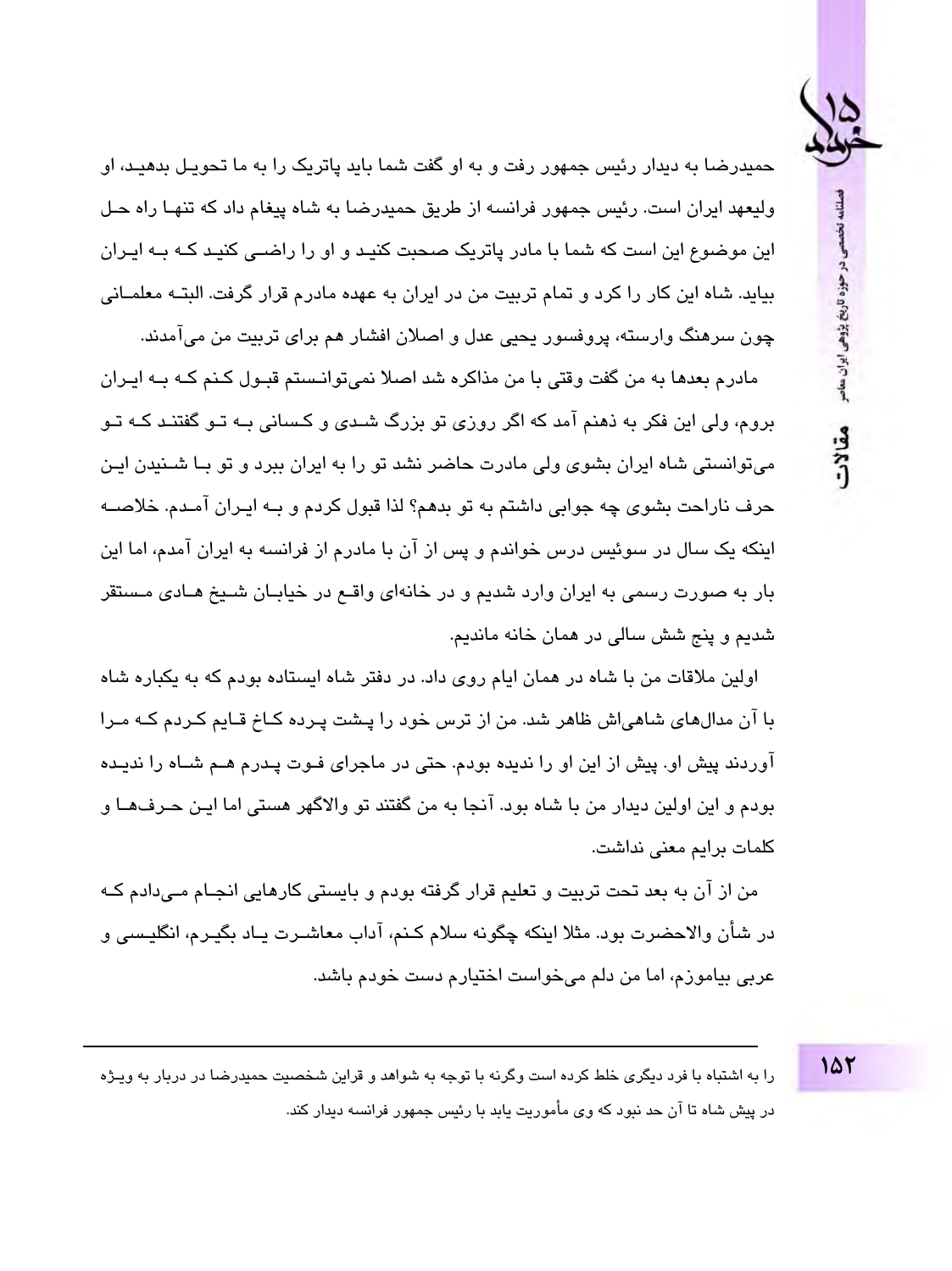حمیدرضا به دیدار رئیس جمهور رفت و به او گفت شما باید پاتریک را به ما تحویل بدهید، او ولیعهد ایران است. رئیس جمهور فرانسه از طریق حمیدرضا به شاه پیغام داد که تنها راه حل این موضوع این است که شما با مادر پاتریک صحبت کنید و او را راضی کنید که به ایران بیاید. شاه این کار را کرد و تمام تربیت من در ایران به عهده مادرم قرار گرفت. البته معلمانی چون سرهنگ وارسته، پروفسور یحیی عدل و اصلان افشار هم برای تربیت من می‌آمدند.

مادرم بعدها به من گفت وقتی با من مذاکره شد اصلا نمی‌توانستم قبول کنم که به ایران بروم، ولی این فکر به ذهنم آمد که اگر روزی تو بزرگ شدی و کسانی به تو گفتند که تو می‌توانستی شاه ایران بشوی ولی مادرت حاضر نشد تو را به ایران ببرد و تو با شنیدن این حرف ناراحت بشوی چه جوابی داشتم به تو بدهم؟ لذا قبول کردم و به ایران آمدم. خلاصه اینکه یک سال در سوئیس درس خواندم و پس از آن با مادرم از فرانسه به ایران آمدم، اما این بار به صورت رسمی به ایران وارد شدیم و در خانه‌ای واقع در خیابان شیخ هادی مستقر شدیم و پنج شش سالی در همان خانه ماندیم.

اولین ملاقات من با شاه در همان ایام روی داد. در دفتر شاه ایستاده بودم که به یکباره شاه با آن مدال‌های شاهی‌اش ظاهر شد. من از ترس خود را پشت پرده کاخ قایم کردم که مرا آوردند پیش او. پیش از این او را ندیده بودم. حتی در ماجرای فوت پدرم هم شاه را ندیده بودم و این اولین دیدار من با شاه بود. آنجا به من گفتند تو والاگهر هستی اما این حرف‌ها و کلمات برایم معنی نداشت.

من از آن به بعد تحت تربیت و تعلیم قرار گرفته بودم و بایستی کارهایی انجام می‌دادم که در شأن والاحضرت بود. مثلا اینکه چگونه سلام کنم، آداب معاشرت یاد بگیرم، انگلیسی و عربی بیاموزم، اما من دلم می‌خواست اختیارم دست خودم باشد.

---

را به اشتباه با فرد دیگری خلط کرده است وگرنه با توجه به شواهد و قراین شخصیت حمیدرضا در دربار به ویژه در پیش شاه تا آن حد نبود که وی مأموریت یابد با رئیس جمهور فرانسه دیدار کند.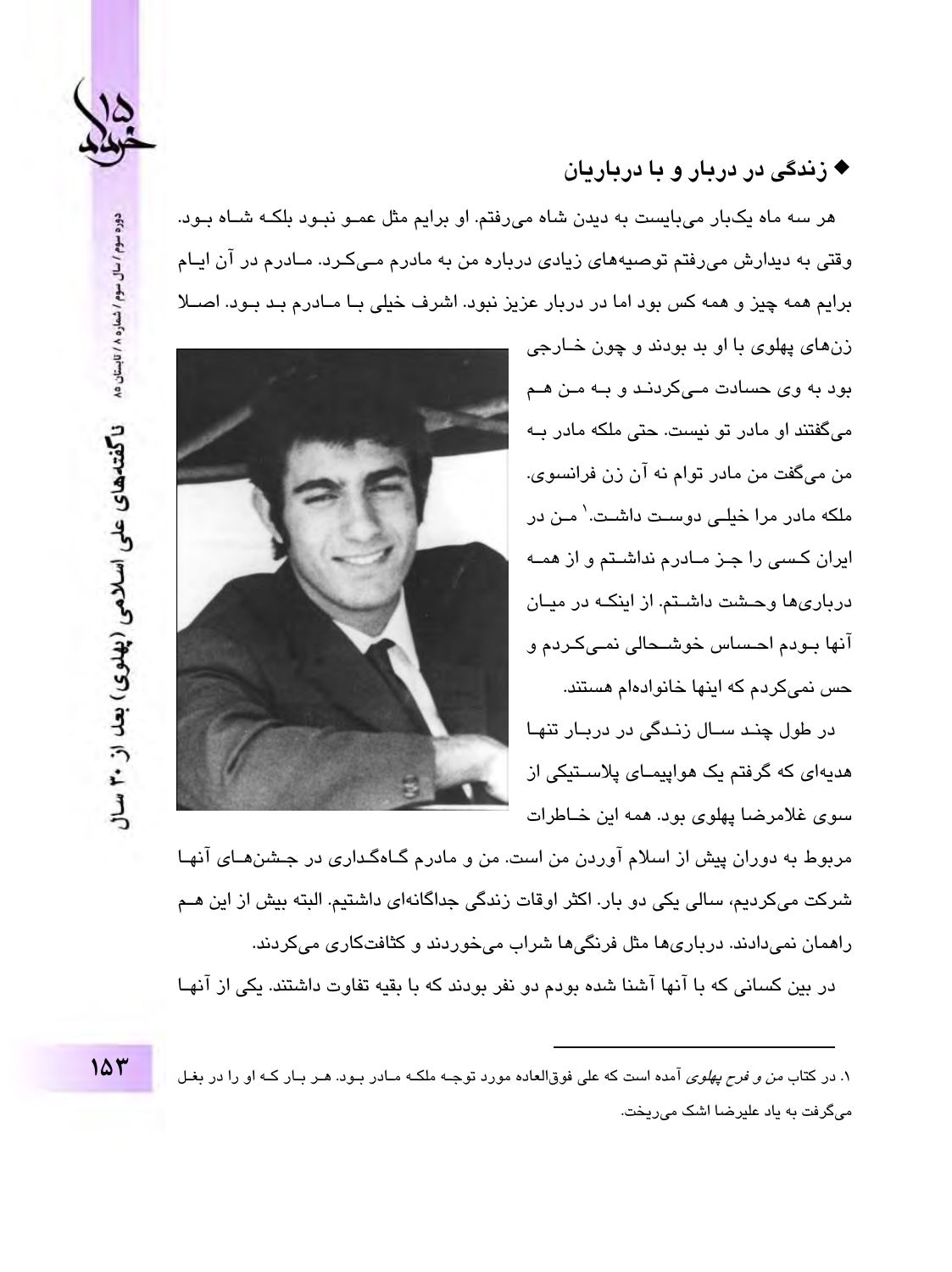## ◆ زندگی در دربار و با درباریان

هر سه ماه یکبار می‌بایست به دیدن شاه می‌رفتم. او برایم مثل عمو نبود بلکه شاه بود. وقتی به دیدارش می‌رفتم توصیه‌های زیادی درباره من به مادرم می‌کرد. مادرم در آن ایام برایم همه چیز و همه کس بود اما در دربار عزیز نبود. اشرف خیلی با مادرم بد بود. اصلا زن‌های پهلوی با او بد بودند و چون خارجی بود به وی حسادت می‌کردند و به من هم می‌گفتند او مادر تو نیست. حتی ملکه مادر به من می‌گفت من مادر توام نه آن زن فرانسوی. ملکه مادر مرا خیلی دوست داشت.[1] من در ایران کسی را جز مادرم نداشتم و از همه درباری‌ها وحشت داشتم. از اینکه در میان آنها بودم احساس خوشحالی نمی‌کردم و حس نمی‌کردم که اینها خانواده‌ام هستند.

در طول چند سال زندگی در دربار تنها هدیه‌ای که گرفتم یک هواپیمای پلاستیکی از سوی غلامرضا پهلوی بود. همه این خاطرات مربوط به دوران پیش از اسلام آوردن من است. من و مادرم گاه‌گداری در جشن‌های آنها شرکت می‌کردیم، سالی یکی دو بار. اکثر اوقات زندگی جداگانه‌ای داشتیم. البته بیش از این هم راهمان نمی‌دادند. درباری‌ها مثل فرنگی‌ها شراب می‌خوردند و کثافتکاری می‌کردند.

در بین کسانی که با آنها آشنا شده بودم دو نفر بودند که با بقیه تفاوت داشتند. یکی از آنها

---

۱. در کتاب *من و فرح پهلوی* آمده است که علی فوق‌العاده مورد توجه ملکه مادر بود. هر بار که او را در بغل می‌گرفت به یاد علیرضا اشک می‌ریخت.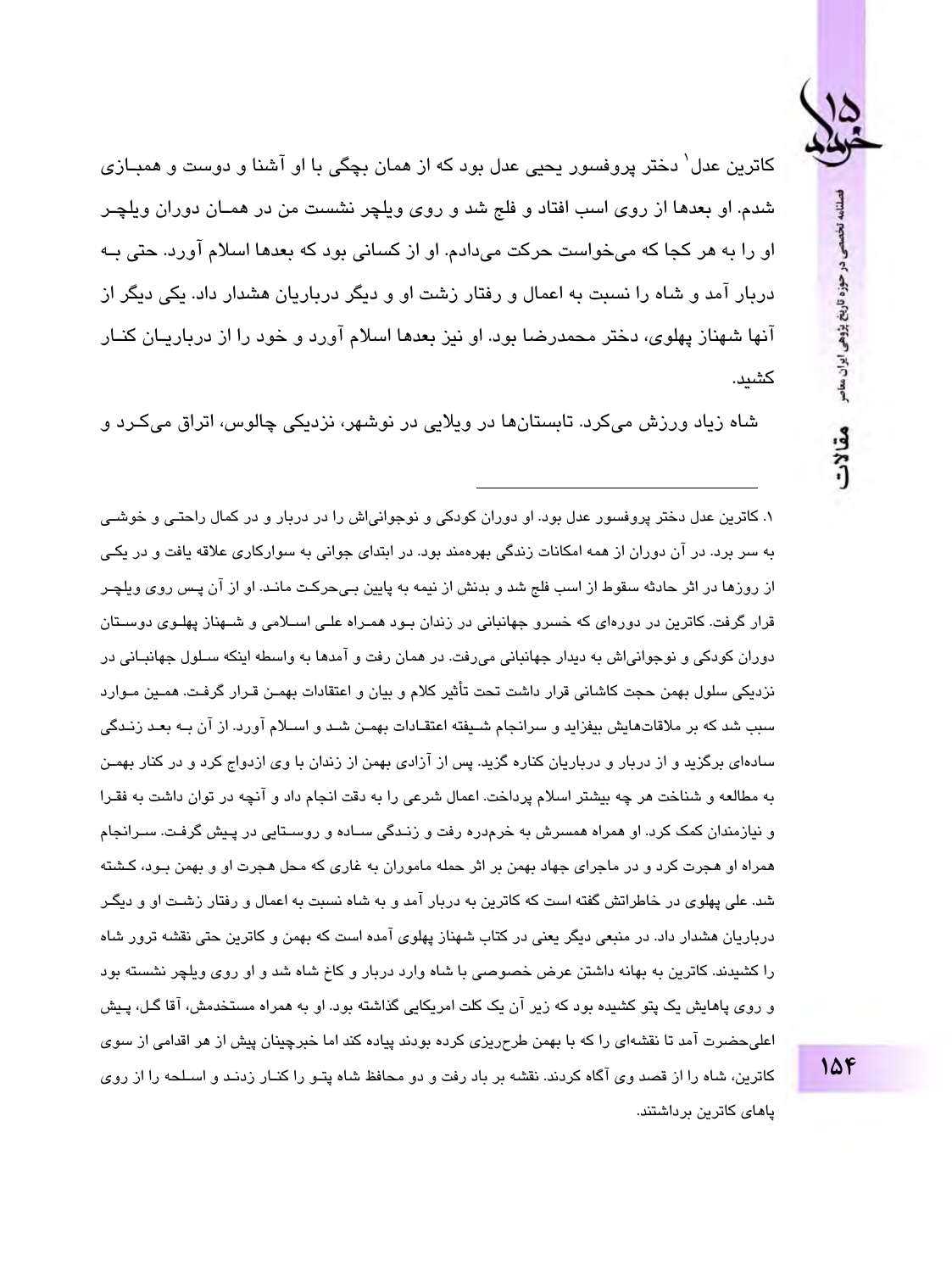کاترین عدل[1] دختر پروفسور یحیی عدل بود که از همان بچگی با او آشنا و دوست و همبازی شدم. او بعدها از روی اسب افتاد و فلج شد و روی ویلچر نشست من در همان دوران ویلچر او را به هر کجا که می‌خواست حرکت می‌دادم. او از کسانی بود که بعدها اسلام آورد. حتی به دربار آمد و شاه را نسبت به اعمال و رفتار زشت او و دیگر درباریان هشدار داد. یکی دیگر از آنها شهناز پهلوی، دختر محمدرضا بود. او نیز بعدها اسلام آورد و خود را از درباریان کنار کشید.

شاه زیاد ورزش می‌کرد. تابستان‌ها در ویلایی در نوشهر، نزدیکی چالوس، اتراق می‌کرد و

---

۱. کاترین عدل دختر پروفسور عدل بود. او دوران کودکی و نوجوانی‌اش را در دربار و در کمال راحتی و خوشی به سر برد. در آن دوران از همه امکانات زندگی بهره‌مند بود. در ابتدای جوانی به سوارکاری علاقه یافت و در یکی از روزها در اثر حادثه سقوط از اسب فلج شد و بدنش از نیمه به پایین بی‌حرکت ماند. او از آن پس روی ویلچر قرار گرفت. کاترین در دوره‌ای که خسرو جهانبانی در زندان بود همراه علی اسلامی و شهناز پهلوی دوستان دوران کودکی و نوجوانی‌اش به دیدار جهانبانی می‌رفت. در همان رفت و آمدها به واسطه اینکه سلول جهانبانی در نزدیکی سلول بهمن حجت کاشانی قرار داشت تحت تأثیر کلام و بیان و اعتقادات بهمن قرار گرفت. همین موارد سبب شد که بر ملاقات‌هایش بیفزاید و سرانجام شیفته اعتقادات بهمن شد و اسلام آورد. از آن به بعد زندگی ساده‌ای برگزید و از دربار و درباریان کناره گزید. پس از آزادی بهمن از زندان با وی ازدواج کرد و در کنار بهمن به مطالعه و شناخت هر چه بیشتر اسلام پرداخت. اعمال شرعی را به دقت انجام داد و آنچه در توان داشت به فقرا و نیازمندان کمک کرد. او همراه همسرش به خرم‌دره رفت و زندگی ساده و روستایی در پیش گرفت. سرانجام همراه او هجرت کرد و در ماجرای جهاد بهمن بر اثر حمله ماموران به غاری که محل هجرت او و بهمن بود، کشته شد. علی پهلوی در خاطراتش گفته است که کاترین به دربار آمد و به شاه نسبت به اعمال و رفتار زشت او و دیگر درباریان هشدار داد. در منبعی دیگر یعنی در کتاب شهناز پهلوی آمده است که بهمن و کاترین حتی نقشه ترور شاه را کشیدند. کاترین به بهانه داشتن عرض خصوصی با شاه وارد دربار و کاخ شاه شد و او روی ویلچر نشسته بود و روی پاهایش یک پتو کشیده بود که زیر آن یک کلت امریکایی گذاشته بود. او به همراه مستخدمش، آقا گل، پیش اعلی‌حضرت آمد تا نقشه‌ای را که با بهمن طرح‌ریزی کرده بودند پیاده کند اما خبرچینان پیش از هر اقدامی از سوی کاترین، شاه را از قصد وی آگاه کردند. نقشه بر باد رفت و دو محافظ شاه پتو را کنار زدند و اسلحه را از روی پاهای کاترین برداشتند.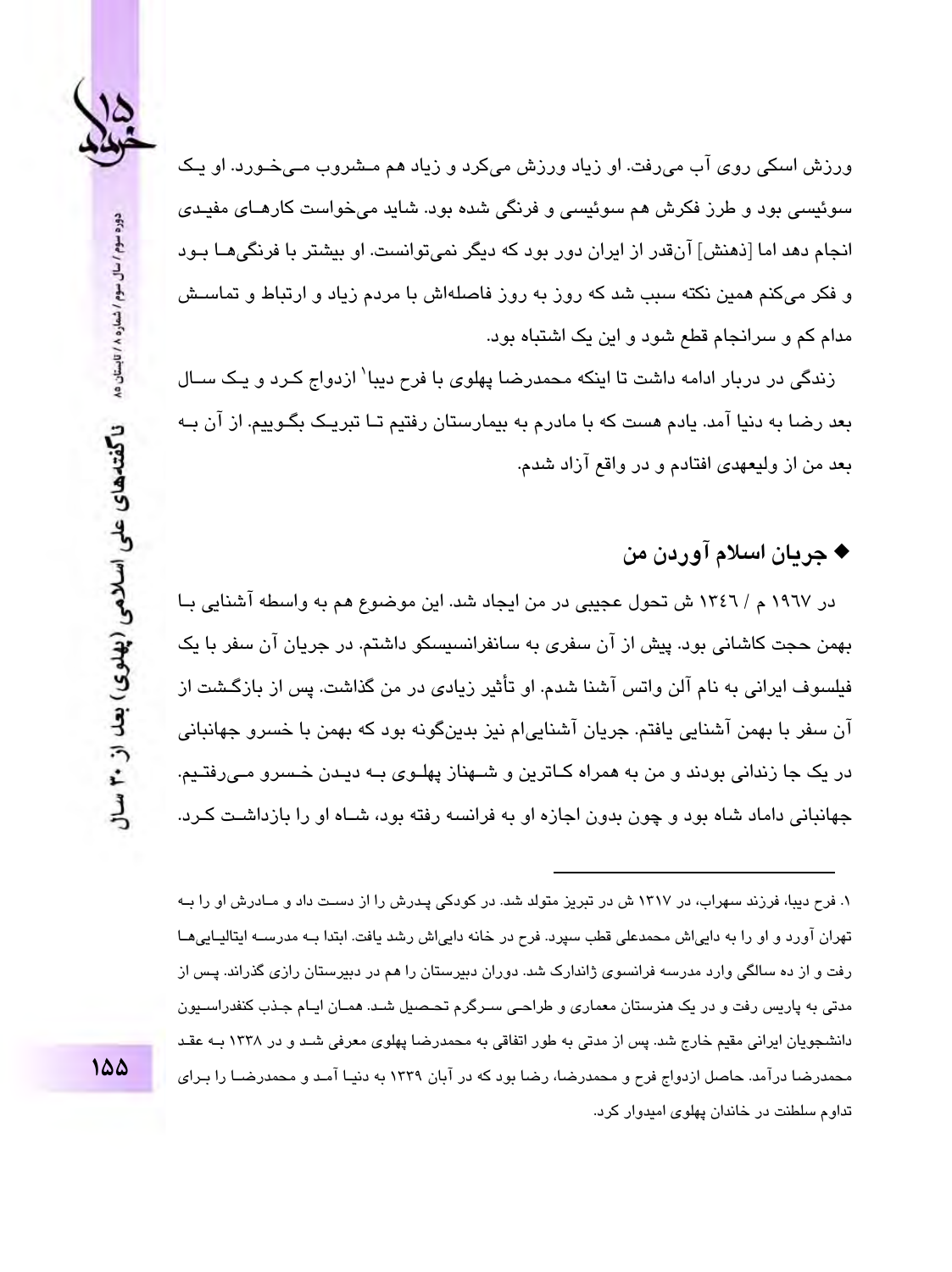ورزش اسکی روی آب می‌رفت. او زیاد ورزش می‌کرد و زیاد هم مشروب می‌خورد. او یک سوئیسی بود و طرز فکرش هم سوئیسی و فرنگی شده بود. شاید می‌خواست کارهای مفیدی انجام دهد اما [ذهنش] آن‌قدر از ایران دور بود که دیگر نمی‌توانست. او بیشتر با فرنگی‌ها بود و فکر می‌کنم همین نکته سبب شد که روز به روز فاصله‌اش با مردم زیاد و ارتباط و تماسش مدام کم و سرانجام قطع شود و این یک اشتباه بود.

زندگی در دربار ادامه داشت تا اینکه محمدرضا پهلوی با فرح دیبا[1] ازدواج کرد و یک سال بعد رضا به دنیا آمد. یادم هست که با مادرم به بیمارستان رفتیم تا تبریک بگوییم. از آن به بعد من از ولیعهدی افتادم و در واقع آزاد شدم.

## ◆ جریان اسلام آوردن من

در ۱۹۶۷ م / ۱۳۴۶ ش تحول عجیبی در من ایجاد شد. این موضوع هم به واسطه آشنایی با بهمن حجت کاشانی بود. پیش از آن سفری به سانفرانسیسکو داشتم. در جریان آن سفر با یک فیلسوف ایرانی به نام آلن واتس آشنا شدم. او تأثیر زیادی در من گذاشت. پس از بازگشت از آن سفر با بهمن آشنایی یافتم. جریان آشنایی‌ام نیز بدین‌گونه بود که بهمن با خسرو جهانبانی در یک جا زندانی بودند و من به همراه کاترین و شهناز پهلوی به دیدن خسرو می‌رفتیم. جهانبانی داماد شاه بود و چون بدون اجازه او به فرانسه رفته بود، شاه او را بازداشت کرد.

---

۱. فرح دیبا، فرزند سهراب، در ۱۳۱۷ ش در تبریز متولد شد. در کودکی پدرش را از دست داد و مادرش او را به تهران آورد و او را به دایی‌اش محمدعلی قطب سپرد. فرح در خانه دایی‌اش رشد یافت. ابتدا به مدرسه ایتالیایی‌ها رفت و از ده سالگی وارد مدرسه فرانسوی ژاندارک شد. دوران دبیرستان را هم در دبیرستان رازی گذراند. پس از مدتی به پاریس رفت و در یک هنرستان معماری و طراحی سرگرم تحصیل شد. همان ایام جذب کنفدراسیون دانشجویان ایرانی مقیم خارج شد. پس از مدتی به طور اتفاقی به محمدرضا پهلوی معرفی شد و در ۱۳۳۸ به عقد محمدرضا درآمد. حاصل ازدواج فرح و محمدرضا، رضا بود که در آبان ۱۳۳۹ به دنیا آمد و محمدرضا را برای تداوم سلطنت در خاندان پهلوی امیدوار کرد.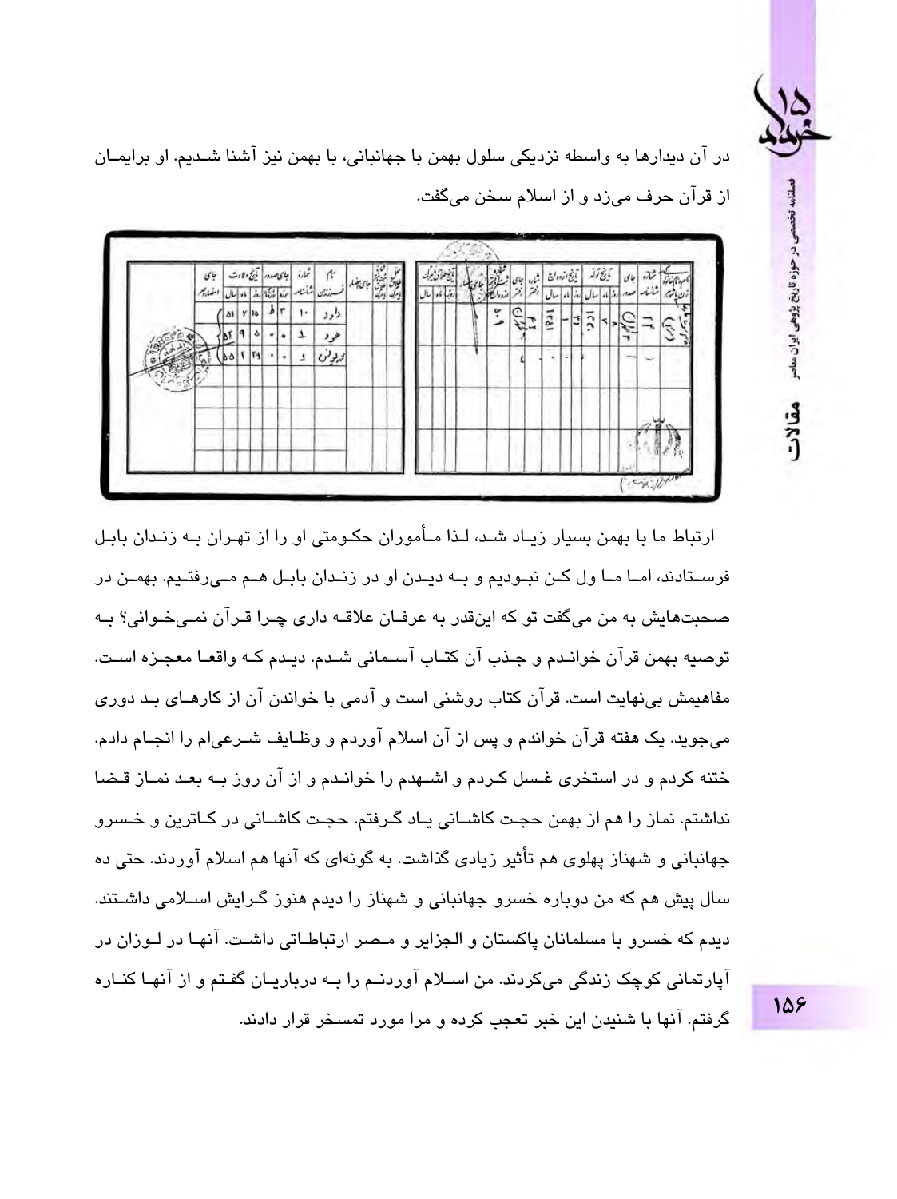در آن دیدارها به واسطه نزدیکی سلول بهمن با جهانبانی، با بهمن نیز آشنا شدیم. او برایمان از قرآن حرف می‌زد و از اسلام سخن می‌گفت.

ارتباط ما با بهمن بسیار زیاد شد، لذا مأموران حکومتی او را از تهران به زندان بابل فرستادند، اما ما ول کن نبودیم و به دیدن او در زندان بابل هم می‌رفتیم. بهمن در صحبت‌هایش به من می‌گفت تو که این‌قدر به عرفان علاقه داری چرا قرآن نمی‌خوانی؟ به توصیه بهمن قرآن خواندم و جذب آن کتاب آسمانی شدم. دیدم که واقعاً معجزه است. مفاهیمش بی‌نهایت است. قرآن کتاب روشنی است و آدمی با خواندن آن از کارهای بد دوری می‌جوید. یک هفته قرآن خواندم و پس از آن اسلام آوردم و وظایف شرعی‌ام را انجام دادم. ختنه کردم و در استخری غسل کردم و اشهدم را خواندم و از آن روز به بعد نماز قضا نداشتم. نماز را هم از بهمن حجت کاشانی یاد گرفتم. حجت کاشانی در کاترین و خسرو جهانبانی و شهناز پهلوی هم تأثیر زیادی گذاشت. به گونه‌ای که آنها هم اسلام آوردند. حتی ده سال پیش هم که من دوباره خسرو جهانبانی و شهناز را دیدم هنوز گرایش اسلامی داشتند. دیدم که خسرو با مسلمانان پاکستان و الجزایر و مصر ارتباطاتی داشت. آنها در لوزان در آپارتمانی کوچک زندگی می‌کردند. من اسلام آوردنم را به درباریان گفتم و از آنها کناره گرفتم. آنها با شنیدن این خبر تعجب کرده و مرا مورد تمسخر قرار دادند.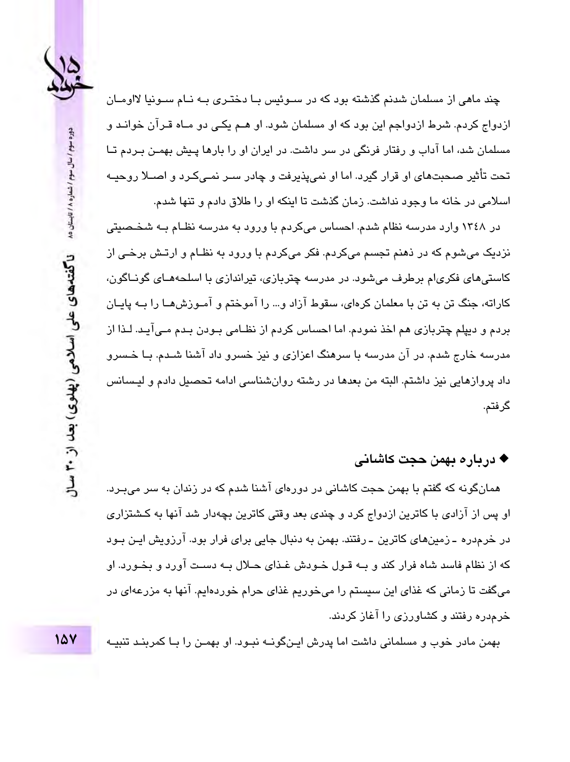چند ماهی از مسلمان شدنم گذشته بود که در سوئیس با دختری به نام سونیا لاومان ازدواج کردم. شرط ازدواجم این بود که او مسلمان شود. او هم یکی دو ماه قرآن خواند و مسلمان شد، اما آداب و رفتار فرنگی در سر داشت. در ایران او را بارها پیش بهمن بردم تا تحت تأثیر صحبت‌های او قرار گیرد. اما او نمی‌پذیرفت و چادر سر نمی‌کرد و اصلا روحیه اسلامی در خانه ما وجود نداشت. زمان گذشت تا اینکه او را طلاق دادم و تنها شدم.

در ۱۳۴۸ وارد مدرسه نظام شدم. احساس می‌کردم با ورود به مدرسه نظام به شخصیتی نزدیک می‌شوم که در ذهنم تجسم می‌کردم. فکر می‌کردم با ورود به نظام و ارتش برخی از کاستی‌های فکری‌ام برطرف می‌شود. در مدرسه چتربازی، تیراندازی با اسلحه‌های گوناگون، کاراته، جنگ تن به تن با معلمان کره‌ای، سقوط آزاد و... را آموختم و آموزش‌ها را به پایان بردم و دیپلم چتربازی هم اخذ نمودم. اما احساس کردم از نظامی بودن بدم می‌آید. لذا از مدرسه خارج شدم. در آن مدرسه با سرهنگ اعزازی و نیز خسرو داد آشنا شدم. با خسرو داد پروازهایی نیز داشتم. البته من بعدها در رشته روان‌شناسی ادامه تحصیل دادم و لیسانس گرفتم.

### ◆ درباره بهمن حجت کاشانی

همان‌گونه که گفتم با بهمن حجت کاشانی در دوره‌ای آشنا شدم که در زندان به سر می‌برد. او پس از آزادی با کاترین ازدواج کرد و چندی بعد وقتی کاترین بچه‌دار شد آنها به کشتزاری در خرم‌دره ـ زمین‌های کاترین ـ رفتند. بهمن به دنبال جایی برای فرار بود. آرزویش این بود که از نظام فاسد شاه فرار کند و به قول خودش غذای حلال به دست آورد و بخورد. او می‌گفت تا زمانی که غذای این سیستم را می‌خوریم غذای حرام خورده‌ایم. آنها به مزرعه‌ای در خرم‌دره رفتند و کشاورزی را آغاز کردند.

بهمن مادر خوب و مسلمانی داشت اما پدرش این‌گونه نبود. او بهمن را با کمربند تنبیه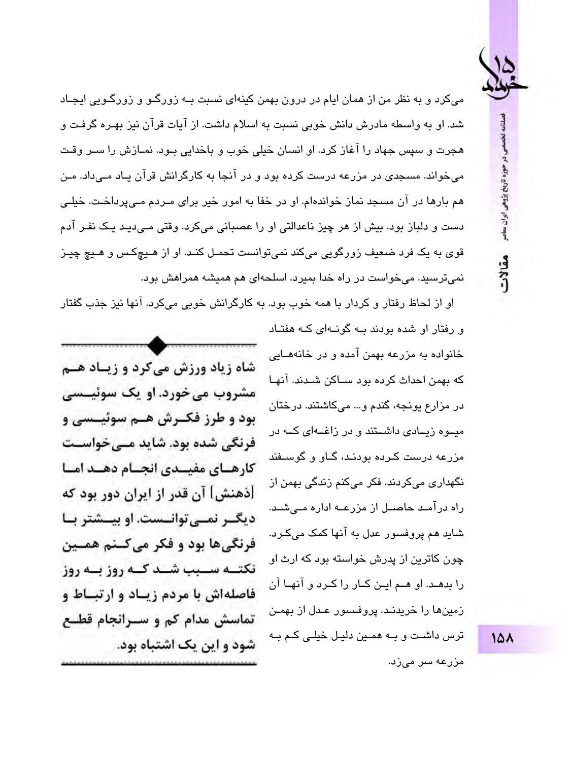می‌کرد و به نظر من از همان ایام در درون بهمن کینه‌ای نسبت بـه زورگـو و زورگـویی ایجـاد شد. او به واسطه مادرش دانش خوبی نسبت به اسلام داشت. از آیات قرآن نیز بهـره گرفت و هجرت و سپس جهاد را آغاز کرد. او انسان خیلی خوب و باخدایی بـود. نمـازش را سـر وقـت می‌خواند. مسجدی در مزرعه درست کرده بود و در آنجا به کارگرانش قرآن یـاد مـی‌داد. مـن هم بارها در آن مسجد نماز خوانده‌ام. او در خفا به امور خیر برای مـردم مـی‌پرداخـت. خیلـی دست و دلباز بود. بیش از هر چیز ناعدالتی او را عصبانی می‌کرد. وقتی مـی‌دیـد یـک نفـر آدم قوی به یک فرد ضعیف زورگویی می‌کند نمی‌توانست تحمـل کنـد. او از هـیچ‌کس و هـیچ چیـز نمی‌ترسید. می‌خواست در راه خدا بمیرد. اسلحه‌ای هم همیشه همراهش بود.

او از لحاظ رفتار و کردار با همه خوب بود. به کارگرانش خوبی می‌کرد. آنها نیز جذب گفتار و رفتار او شده بودند بـه گونـه‌ای کـه هفتـاد خانواده به مزرعه بهمن آمده و در خانه‌هـایی که بهمن احداث کرده بود سـاکن شـدند. آنهـا در مزارع یونجه، گندم و... می‌کاشتند. درختان میـوه زیـادی داشـتند و در زاغـه‌ای کـه در مزرعه درست کـرده بودنـد، گـاو و گوسـفند نگهداری می‌کردند. فکر می‌کنم زندگی بهمن از راه درآمـد حاصـل از مزرعـه اداره مـی‌شـد. شاید هم پروفسور عدل به آنها کمک می‌کـرد. چون کاترین از پدرش خواسته بود که ارث او را بدهـد. او هـم ایـن کـار را کـرد و آنهـا آن زمین‌ها را خریدنـد. پروفسـور عـدل از بهمـن ترس داشـت و بـه همـین دلیـل خیلـی کـم بـه مزرعه سر می‌زد.

**شاه زیاد ورزش می‌کرد و زیـاد هـم مشروب می‌خورد. او یک سوئیـسی بود و طرز فکـرش هـم سوئیـسی و فرنگی شده بود. شاید مـی‌خواسـت کارهـای مفیـدی انجـام دهـد امـا [ذهنش] آن قدر از ایران دور بود که دیگـر نمـی‌توانـست. او بیـشتر بـا فرنگی‌ها بود و فکر می‌کـنم همـین نکتـه سـبب شـد کـه روز بـه روز فاصله‌اش با مردم زیـاد و ارتبـاط و تماسش مدام کم و سـرانجام قطـع شود و این یک اشتباه بود.**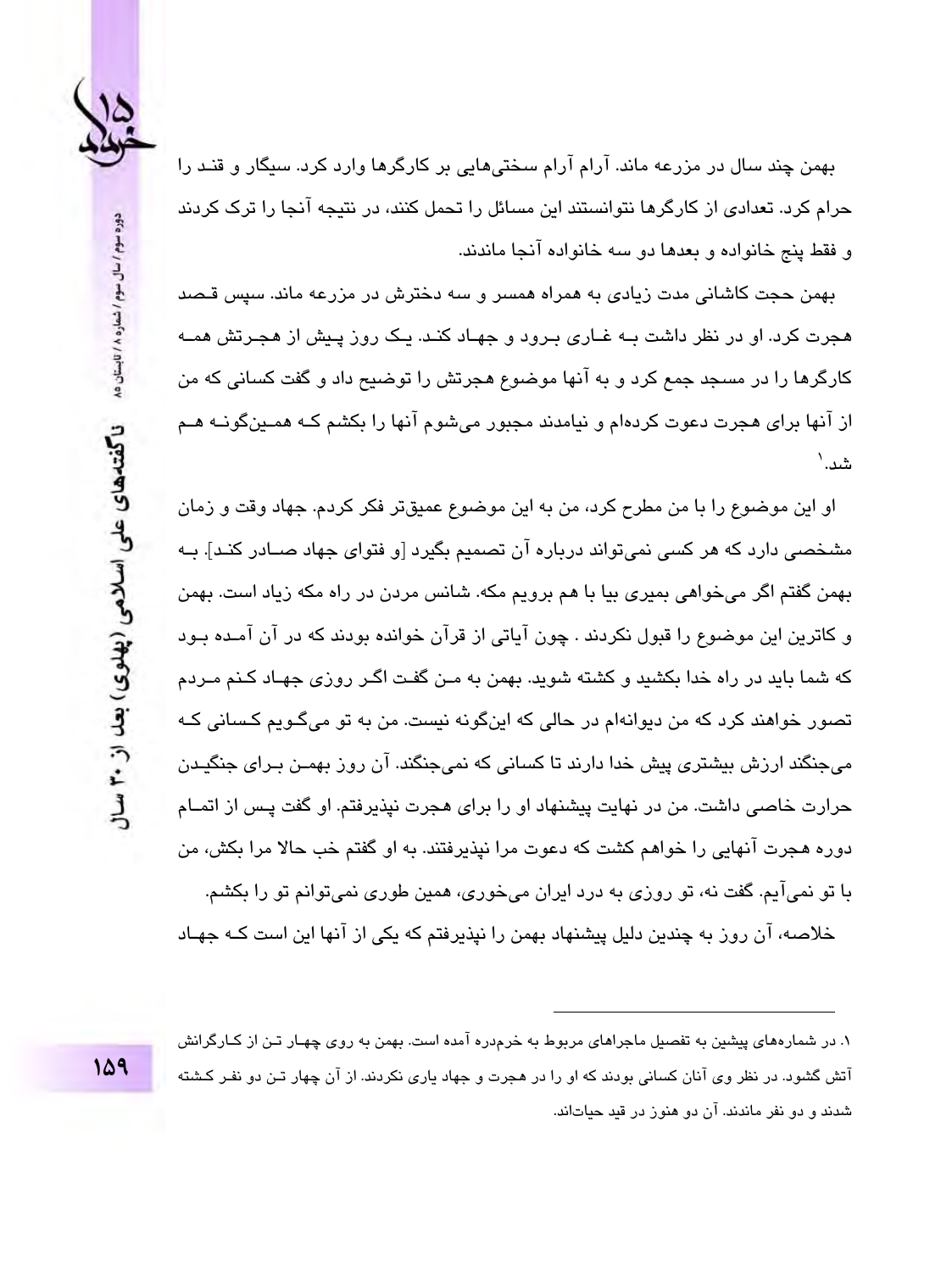بهمن چند سال در مزرعه ماند. آرام آرام سختی‌هایی بر کارگرها وارد کرد. سیگار و قند را حرام کرد. تعدادی از کارگرها نتوانستند این مسائل را تحمل کنند، در نتیجه آنجا را ترک کردند و فقط پنج خانواده و بعدها دو سه خانواده آنجا ماندند.

بهمن حجت کاشانی مدت زیادی به همراه همسر و سه دخترش در مزرعه ماند. سپس قصد هجرت کرد. او در نظر داشت به غاری برود و جهاد کند. یک روز پیش از هجرتش همه کارگرها را در مسجد جمع کرد و به آنها موضوع هجرتش را توضیح داد و گفت کسانی که من از آنها برای هجرت دعوت کرده‌ام و نیامدند مجبور می‌شوم آنها را بکشم که همین‌گونه هم شد.[1]

او این موضوع را با من مطرح کرد، من به این موضوع عمیق‌تر فکر کردم. جهاد وقت و زمان مشخصی دارد که هر کسی نمی‌تواند درباره آن تصمیم بگیرد [و فتوای جهاد صادر کند]. به بهمن گفتم اگر می‌خواهی بمیری بیا با هم برویم مکه. شانس مردن در راه مکه زیاد است. بهمن و کاترین این موضوع را قبول نکردند . چون آیاتی از قرآن خوانده بودند که در آن آمده بود که شما باید در راه خدا بکشید و کشته شوید. بهمن به من گفت اگر روزی جهاد کنم مردم تصور خواهند کرد که من دیوانه‌ام در حالی که این‌گونه نیست. من به تو می‌گویم کسانی که می‌جنگند ارزش بیشتری پیش خدا دارند تا کسانی که نمی‌جنگند. آن روز بهمن برای جنگیدن حرارت خاصی داشت. من در نهایت پیشنهاد او را برای هجرت نپذیرفتم. او گفت پس از اتمام دوره هجرت آنهایی را خواهم کشت که دعوت مرا نپذیرفتند. به او گفتم خب حالا مرا بکش، من با تو نمی‌آیم. گفت نه، تو روزی به درد ایران می‌خوری، همین طوری نمی‌توانم تو را بکشم.

خلاصه، آن روز به چندین دلیل پیشنهاد بهمن را نپذیرفتم که یکی از آنها این است که جهاد

---

۱. در شماره‌های پیشین به تفصیل ماجراهای مربوط به خرم‌دره آمده است. بهمن به روی چهار تن از کارگرانش آتش گشود. در نظر وی آنان کسانی بودند که او را در هجرت و جهاد یاری نکردند. از آن چهار تن دو نفر کشته شدند و دو نفر ماندند. آن دو هنوز در قید حیات‌اند.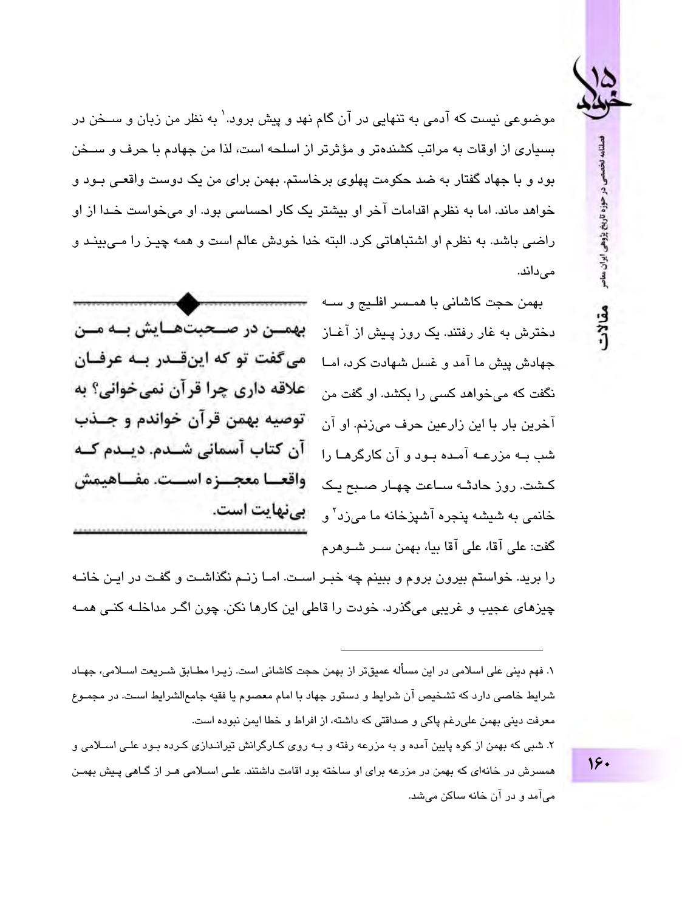موضوعی نیست که آدمی به تنهایی در آن گام نهد و پیش برود.[1] به نظر من زبان و سخن در بسیاری از اوقات به مراتب کشنده‌تر و مؤثرتر از اسلحه است، لذا من جهادم با حرف و سخن بود و با جهاد گفتار به ضد حکومت پهلوی برخاستم. بهمن برای من یک دوست واقعی بود و خواهد ماند. اما به نظرم اقدامات آخر او بیشتر یک کار احساسی بود. او می‌خواست خدا از او راضی باشد. به نظرم او اشتباهاتی کرد. البته خدا خودش عالم است و همه چیز را می‌بیند و می‌داند.

بهمن حجت کاشانی با همسر افلیج و سه دخترش به غار رفتند. یک روز پیش از آغاز جهادش پیش ما آمد و غسل شهادت کرد، اما نگفت که می‌خواهد کسی را بکشد. او گفت من آخرین بار با این زارعین حرف می‌زنم. او آن شب به مزرعه آمده بود و آن کارگرها را کشت. روز حادثه ساعت چهار صبح یک خانمی به شیشه پنجره آشپزخانه ما می‌زد[2] و گفت: علی آقا، علی آقا بیا، بهمن سر شوهرم را برید. خواستم بیرون بروم و ببینم چه خبر است. اما زنم نگذاشت و گفت در این خانه چیزهای عجیب و غریبی می‌گذرد. خودت را قاطی این کارها نکن. چون اگر مداخله کنی همه

**بهمن در صحبت‌هایش به من می‌گفت تو که این‌قدر به عرفان علاقه داری چرا قرآن نمی‌خوانی؟ به توصیه بهمن قرآن خواندم و جذب آن کتاب آسمانی شدم. دیدم که واقعا معجزه است. مفاهیمش بی‌نهایت است.**

---

۱. فهم دینی علی اسلامی در این مسأله عمیق‌تر از بهمن حجت کاشانی است. زیرا مطابق شریعت اسلامی، جهاد شرایط خاصی دارد که تشخیص آن شرایط و دستور جهاد با امام معصوم یا فقیه جامع‌الشرایط است. در مجموع معرفت دینی بهمن علی‌رغم پاکی و صداقتی که داشته، از افراط و خطا ایمن نبوده است.

۲. شبی که بهمن از کوه پایین آمده و به مزرعه رفته و به روی کارگرانش تیراندازی کرده بود علی اسلامی و همسرش در خانه‌ای که بهمن در مزرعه برای او ساخته بود اقامت داشتند. علی اسلامی هر از گاهی پیش بهمن می‌آمد و در آن خانه ساکن می‌شد.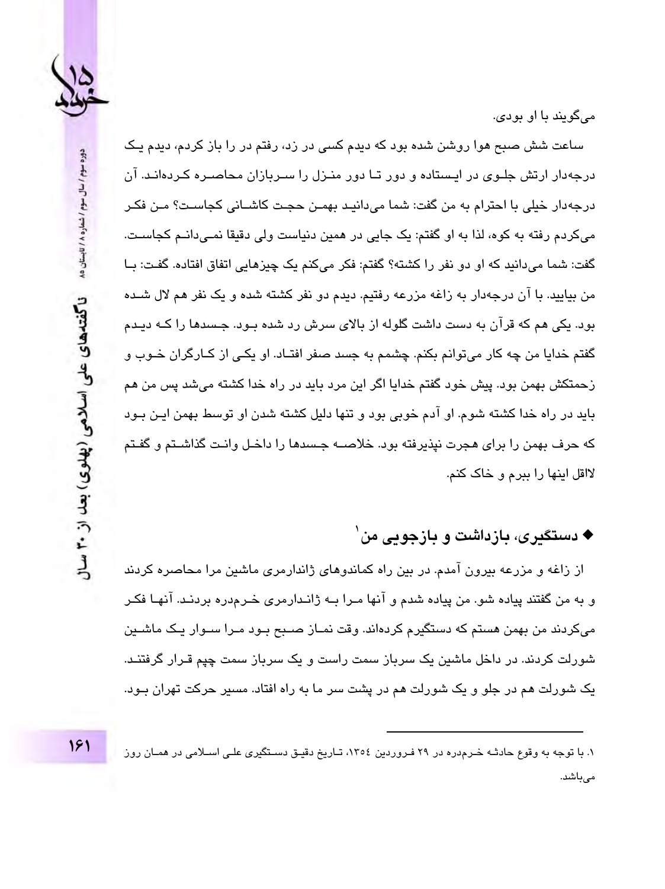می‌گویند با او بودی.

ساعت شش صبح هوا روشن شده بود که دیدم کسی در زد، رفتم در را باز کردم، دیدم یک درجه‌دار ارتش جلوی در ایستاده و دور تا دور منزل را سربازان محاصره کرده‌اند. آن درجه‌دار خیلی با احترام به من گفت: شما می‌دانید بهمن حجت کاشانی کجاست؟ من فکر می‌کردم رفته به کوه، لذا به او گفتم: یک جایی در همین دنیاست ولی دقیقا نمی‌دانم کجاست. گفت: شما می‌دانید که او دو نفر را کشته؟ گفتم: فکر می‌کنم یک چیزهایی اتفاق افتاده. گفت: با من بیایید. با آن درجه‌دار به زاغه مزرعه رفتیم. دیدم دو نفر کشته شده و یک نفر هم لال شده بود. یکی هم که قرآن به دست داشت گلوله از بالای سرش رد شده بود. جسدها را که دیدم گفتم خدایا من چه کار می‌توانم بکنم. چشمم به جسد صفر افتاد. او یکی از کارگران خوب و زحمتکش بهمن بود. پیش خود گفتم خدایا اگر این مرد باید در راه خدا کشته می‌شد پس من هم باید در راه خدا کشته شوم. او آدم خوبی بود و تنها دلیل کشته شدن او توسط بهمن این بود که حرف بهمن را برای هجرت نپذیرفته بود. خلاصه جسدها را داخل وانت گذاشتم و گفتم لااقل اینها را ببرم و خاک کنم.

## ◆ دستگیری، بازداشت و بازجویی من[1]

از زاغه و مزرعه بیرون آمدم. در بین راه کماندوهای ژاندارمری ماشین مرا محاصره کردند و به من گفتند پیاده شو. من پیاده شدم و آنها مرا به ژاندارمری خرم‌دره بردند. آنها فکر می‌کردند من بهمن هستم که دستگیرم کرده‌اند. وقت نماز صبح بود مرا سوار یک ماشین شورلت کردند. در داخل ماشین یک سرباز سمت راست و یک سرباز سمت چپم قرار گرفتند. یک شورلت هم در جلو و یک شورلت هم در پشت سر ما به راه افتاد. مسیر حرکت تهران بود.

---

۱. با توجه به وقوع حادثه خرم‌دره در ۲۹ فروردین ۱۳۵٤، تاریخ دقیق دستگیری علی اسلامی در همان روز می‌باشد.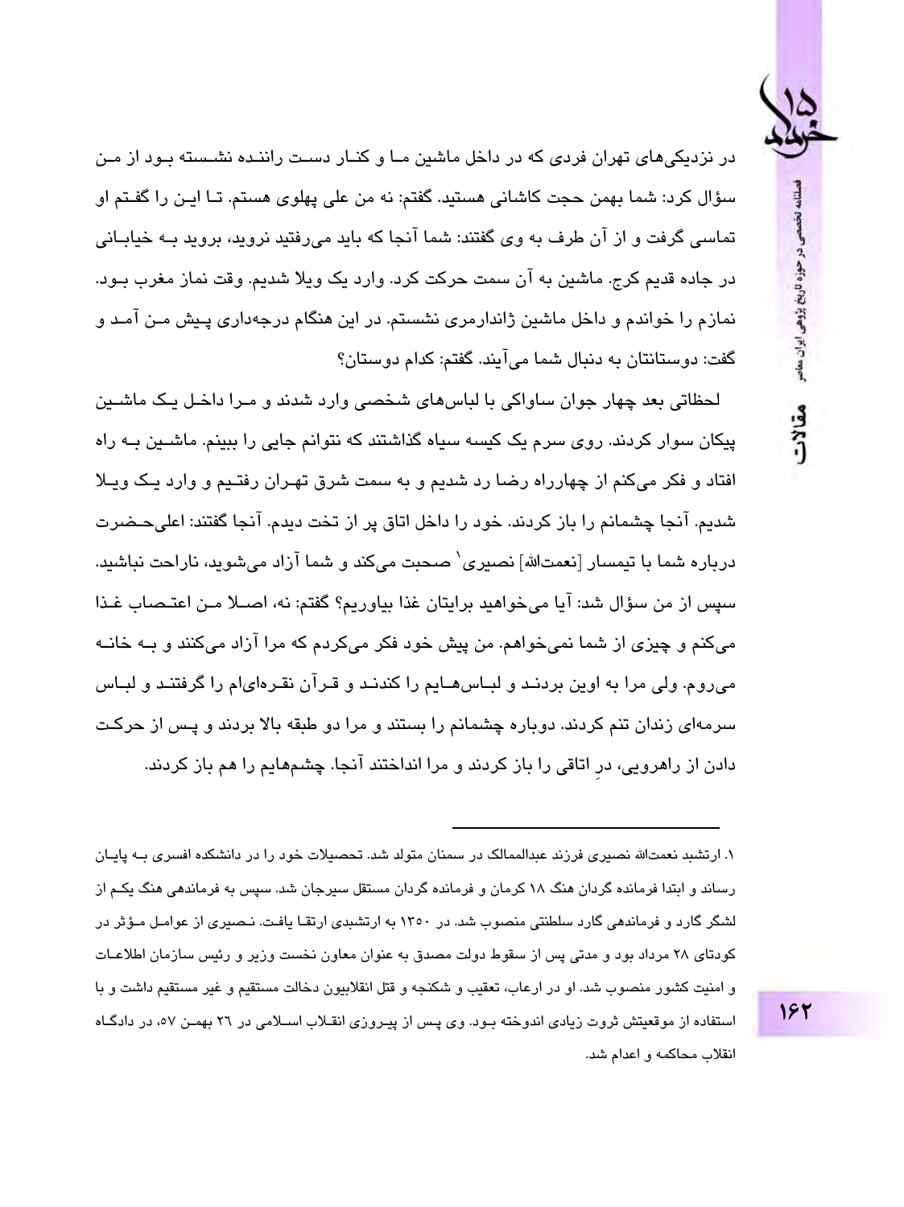در نزدیکی‌های تهران فردی که در داخل ماشین ما و کنار دست راننده نشسته بود از من سؤال کرد: شما بهمن حجت کاشانی هستید. گفتم: نه من علی پهلوی هستم. تا این را گفتم او تماسی گرفت و از آن طرف به وی گفتند: شما آنجا که باید می‌رفتید نروید، بروید به خیابانی در جاده قدیم کرج. ماشین به آن سمت حرکت کرد. وارد یک ویلا شدیم. وقت نماز مغرب بود. نمازم را خواندم و داخل ماشین ژاندارمری نشستم. در این هنگام درجه‌داری پیش من آمد و گفت: دوستانتان به دنبال شما می‌آیند. گفتم: کدام دوستان؟

لحظاتی بعد چهار جوان ساواکی با لباس‌های شخصی وارد شدند و مرا داخل یک ماشین پیکان سوار کردند. روی سرم یک کیسه سیاه گذاشتند که نتوانم جایی را ببینم. ماشین به راه افتاد و فکر می‌کنم از چهارراه رضا رد شدیم و به سمت شرق تهران رفتیم و وارد یک ویلا شدیم. آنجا چشمانم را باز کردند. خود را داخل اتاق پر از تخت دیدم. آنجا گفتند: اعلی‌حضرت درباره شما با تیمسار [نعمت‌الله] نصیری[1] صحبت می‌کند و شما آزاد می‌شوید، ناراحت نباشید. سپس از من سؤال شد: آیا می‌خواهید برایتان غذا بیاوریم؟ گفتم: نه، اصلا من اعتصاب غذا می‌کنم و چیزی از شما نمی‌خواهم. من پیش خود فکر می‌کردم که مرا آزاد می‌کنند و به خانه می‌روم. ولی مرا به اوین بردند و لباس‌هایم را کندند و قرآن نقره‌ای‌ام را گرفتند و لباس سرمه‌ای زندان تنم کردند. دوباره چشمانم را بستند و مرا دو طبقه بالا بردند و پس از حرکت دادن از راهرویی، درِ اتاقی را باز کردند و مرا انداختند آنجا. چشم‌هایم را هم باز کردند.

---

۱. ارتشبد نعمت‌الله نصیری فرزند عبدالممالک در سمنان متولد شد. تحصیلات خود را در دانشکده افسری به پایان رساند و ابتدا فرمانده گردان هنگ ۱۸ کرمان و فرمانده گردان مستقل سیرجان شد. سپس به فرماندهی هنگ یکم از لشگر گارد و فرماندهی گارد سلطنتی منصوب شد. در ۱۳۵۰ به ارتشبدی ارتقا یافت. نصیری از عوامل مؤثر در کودتای ۲۸ مرداد بود و مدتی پس از سقوط دولت مصدق به عنوان معاون نخست وزیر و رئیس سازمان اطلاعات و امنیت کشور منصوب شد. او در ارعاب، تعقیب و شکنجه و قتل انقلابیون دخالت مستقیم و غیر مستقیم داشت و با استفاده از موقعیتش ثروت زیادی اندوخته بود. وی پس از پیروزی انقلاب اسلامی در ۲۶ بهمن ۵۷، در دادگاه انقلاب محاکمه و اعدام شد.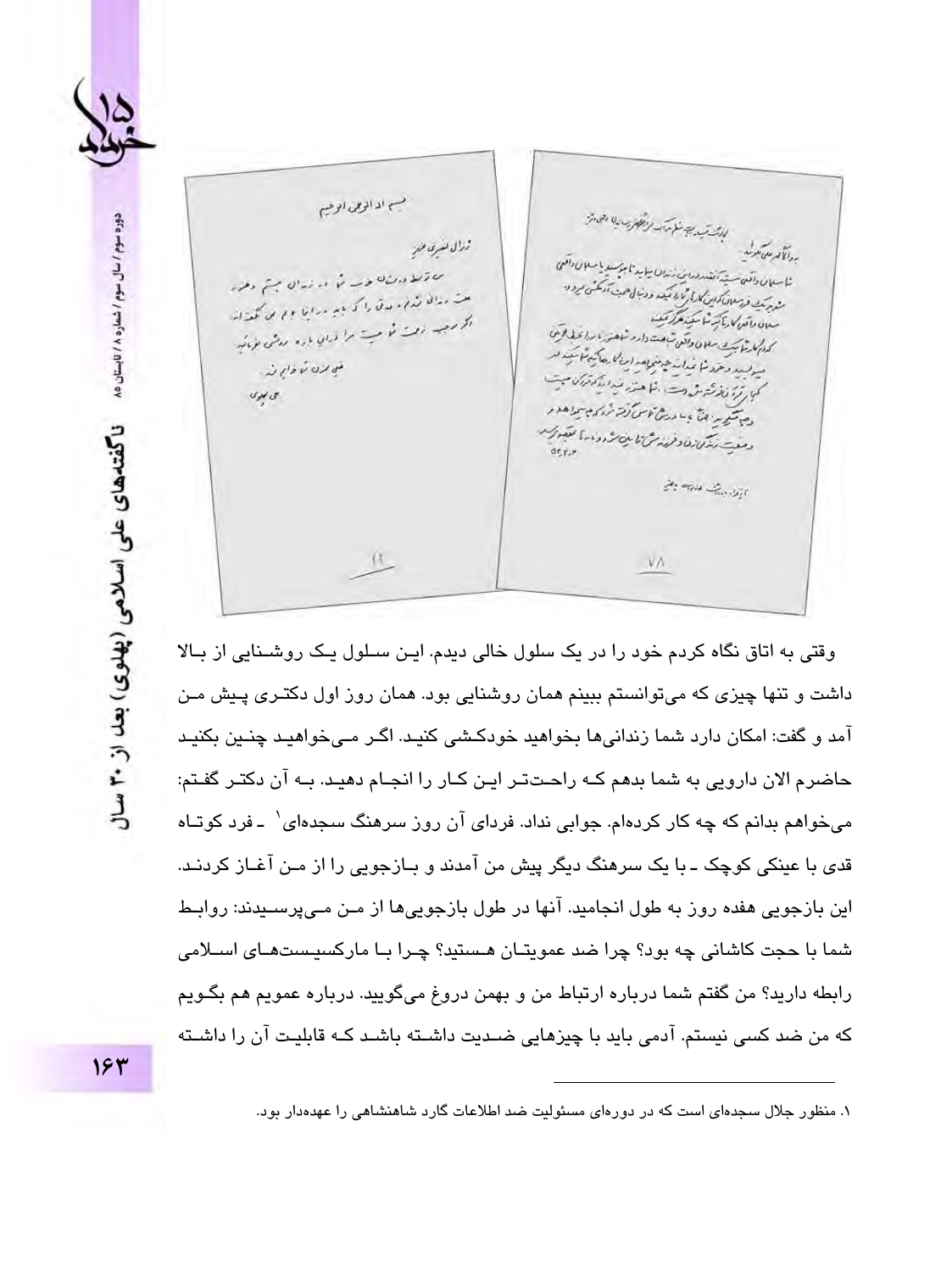وقتی به اتاق نگاه کردم خود را در یک سلول خالی دیدم. این سلول یک روشنایی از بالا داشت و تنها چیزی که می‌توانستم ببینم همان روشنایی بود. همان روز اول دکتری پیش من آمد و گفت: امکان دارد شما زندانی‌ها بخواهید خودکشی کنید. اگر می‌خواهید چنین بکنید حاضرم الان دارویی به شما بدهم که راحت‌تر این کار را انجام دهید. به آن دکتر گفتم: می‌خواهم بدانم که چه کار کرده‌ام. جوابی نداد. فردای آن روز سرهنگ سجده‌ای[1] ـ فرد کوتاه قدی با عینکی کوچک ـ با یک سرهنگ دیگر پیش من آمدند و بازجویی را از من آغاز کردند. این بازجویی هفده روز به طول انجامید. آنها در طول بازجویی‌ها از من می‌پرسیدند: روابط شما با حجت کاشانی چه بود؟ چرا ضد عمویتان هستید؟ چرا با مارکسیست‌های اسلامی رابطه دارید؟ من گفتم شما درباره ارتباط من و بهمن دروغ می‌گویید. درباره عمویم هم بگویم که من ضد کسی نیستم. آدمی باید با چیزهایی ضدیت داشته باشد که قابلیت آن را داشته

---

۱. منظور جلال سجده‌ای است که در دوره‌ای مسئولیت ضد اطلاعات گارد شاهنشاهی را عهده‌دار بود.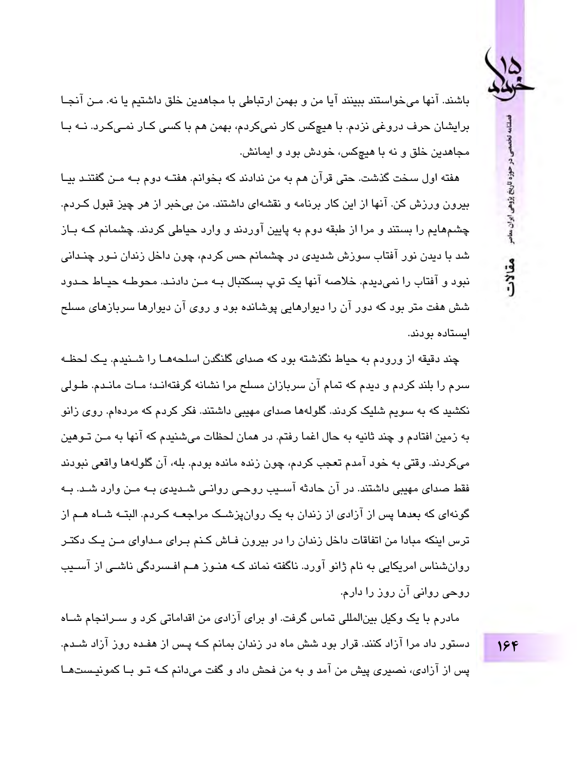باشند. آنها می‌خواستند ببینند آیا من و بهمن ارتباطی با مجاهدین خلق داشتیم یا نه. من آنجا برایشان حرف دروغی نزدم. با هیچ‌کس کار نمی‌کردم، بهمن هم با کسی کار نمی‌کرد. نه با مجاهدین خلق و نه با هیچ‌کس، خودش بود و ایمانش.

هفته اول سخت گذشت. حتی قرآن هم به من ندادند که بخوانم. هفته دوم به من گفتند بیا بیرون ورزش کن. آنها از این کار برنامه و نقشه‌ای داشتند. من بی‌خبر از هر چیز قبول کردم. چشم‌هایم را بستند و مرا از طبقه دوم به پایین آوردند و وارد حیاطی کردند. چشمانم که باز شد با دیدن نور آفتاب سوزش شدیدی در چشمانم حس کردم، چون داخل زندان نور چندانی نبود و آفتاب را نمی‌دیدم. خلاصه آنها یک توپ بسکتبال به من دادند. محوطه حیاط حدود شش هفت متر بود که دور آن را دیوارهایی پوشانده بود و روی آن دیوارها سربازهای مسلح ایستاده بودند.

چند دقیقه از ورودم به حیاط نگذشته بود که صدای گلنگدن اسلحه‌ها را شنیدم. یک لحظه سرم را بلند کردم و دیدم که تمام آن سربازان مسلح مرا نشانه گرفته‌اند؛ مات ماندم. طولی نکشید که به سویم شلیک کردند. گلوله‌ها صدای مهیبی داشتند. فکر کردم که مرده‌ام. روی زانو به زمین افتادم و چند ثانیه به حال اغما رفتم. در همان لحظات می‌شنیدم که آنها به من توهین می‌کردند. وقتی به خود آمدم تعجب کردم، چون زنده مانده بودم. بله، آن گلوله‌ها واقعی نبودند فقط صدای مهیبی داشتند. در آن حادثه آسیب روحی روانی شدیدی به من وارد شد. به گونه‌ای که بعدها پس از آزادی از زندان به یک روان‌پزشک مراجعه کردم. البته شاه هم از ترس اینکه مبادا من اتفاقات داخل زندان را در بیرون فاش کنم برای مداوای من یک دکتر روان‌شناس امریکایی به نام ژانو آورد. ناگفته نماند که هنوز هم افسردگی ناشی از آسیب روحی روانی آن روز را دارم.

مادرم با یک وکیل بین‌المللی تماس گرفت. او برای آزادی من اقداماتی کرد و سرانجام شاه دستور داد مرا آزاد کنند. قرار بود شش ماه در زندان بمانم که پس از هفده روز آزاد شدم. پس از آزادی، نصیری پیش من آمد و به من فحش داد و گفت می‌دانم که تو با کمونیست‌ها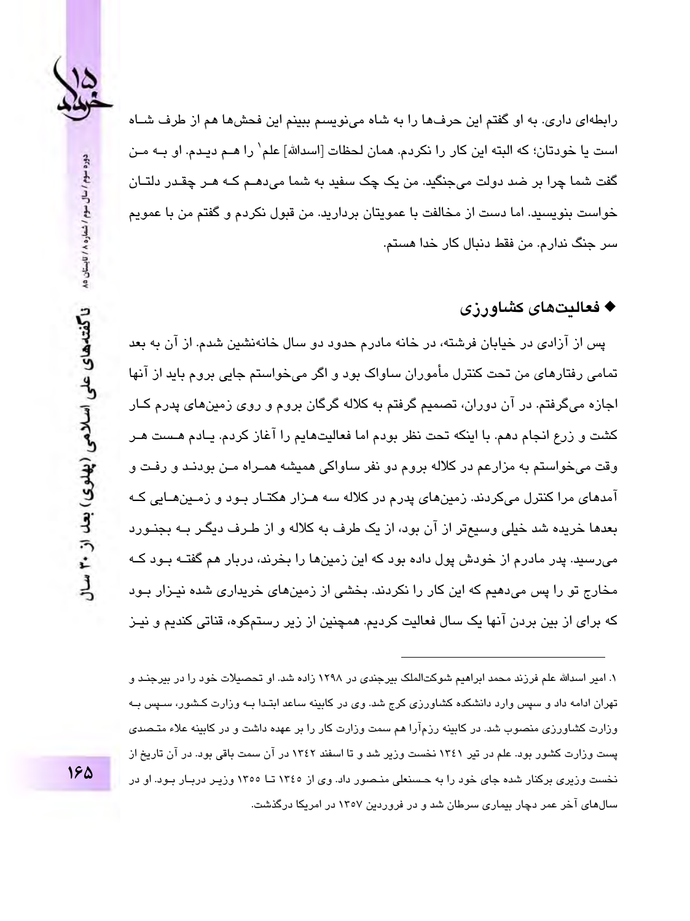رابطه‌ای داری. به او گفتم این حرف‌ها را به شاه می‌نویسم ببینم این فحش‌ها هم از طرف شاه است یا خودتان؛ که البته این کار را نکردم. همان لحظات [اسدالله] علم[1] را هم دیدم. او به من گفت شما چرا بر ضد دولت می‌جنگید. من یک چک سفید به شما می‌دهم که هر چقدر دلتان خواست بنویسید. اما دست از مخالفت با عمویتان بردارید. من قبول نکردم و گفتم من با عمویم سر جنگ ندارم. من فقط دنبال کار خدا هستم.

### ◆ فعالیت‌های کشاورزی

پس از آزادی در خیابان فرشته، در خانه مادرم حدود دو سال خانه‌نشین شدم. از آن به بعد تمامی رفتارهای من تحت کنترل مأموران ساواک بود و اگر می‌خواستم جایی بروم باید از آنها اجازه می‌گرفتم. در آن دوران، تصمیم گرفتم به کلاله گرگان بروم و روی زمین‌های پدرم کار کشت و زرع انجام دهم. با اینکه تحت نظر بودم اما فعالیت‌هایم را آغاز کردم. یادم هست هر وقت می‌خواستم به مزارعم در کلاله بروم دو نفر ساواکی همیشه همراه من بودند و رفت و آمدهای مرا کنترل می‌کردند. زمین‌های پدرم در کلاله سه هزار هکتار بود و زمین‌هایی که بعدها خریده شد خیلی وسیع‌تر از آن بود، از یک طرف به کلاله و از طرف دیگر به بجنورد می‌رسید. پدر مادرم از خودش پول داده بود که این زمین‌ها را بخرند، دربار هم گفته بود که مخارج تو را پس می‌دهیم که این کار را نکردند. بخشی از زمین‌های خریداری شده نیزار بود که برای از بین بردن آنها یک سال فعالیت کردیم. همچنین از زیر رستم‌کوه، قناتی کندیم و نیز

---

۱. امیر اسدالله علم فرزند محمد ابراهیم شوکت‌الملک بیرجندی در ۱۲۹۸ زاده شد. او تحصیلات خود را در بیرجند و تهران ادامه داد و سپس وارد دانشکده کشاورزی کرج شد. وی در کابینه ساعد ابتدا به وزارت کشور، سپس به وزارت کشاورزی منصوب شد. در کابینه رزم‌آرا هم سمت وزارت کار را بر عهده داشت و در کابینه علاء متصدی پست وزارت کشور بود. علم در تیر ۱۳۴۱ نخست وزیر شد و تا اسفند ۱۳۴۲ در آن سمت باقی بود. در آن تاریخ از نخست وزیری برکنار شده جای خود را به حسنعلی منصور داد. وی از ۱۳۴۵ تا ۱۳۵۵ وزیر دربار بود. او در سال‌های آخر عمر دچار بیماری سرطان شد و در فروردین ۱۳۵۷ در امریکا درگذشت.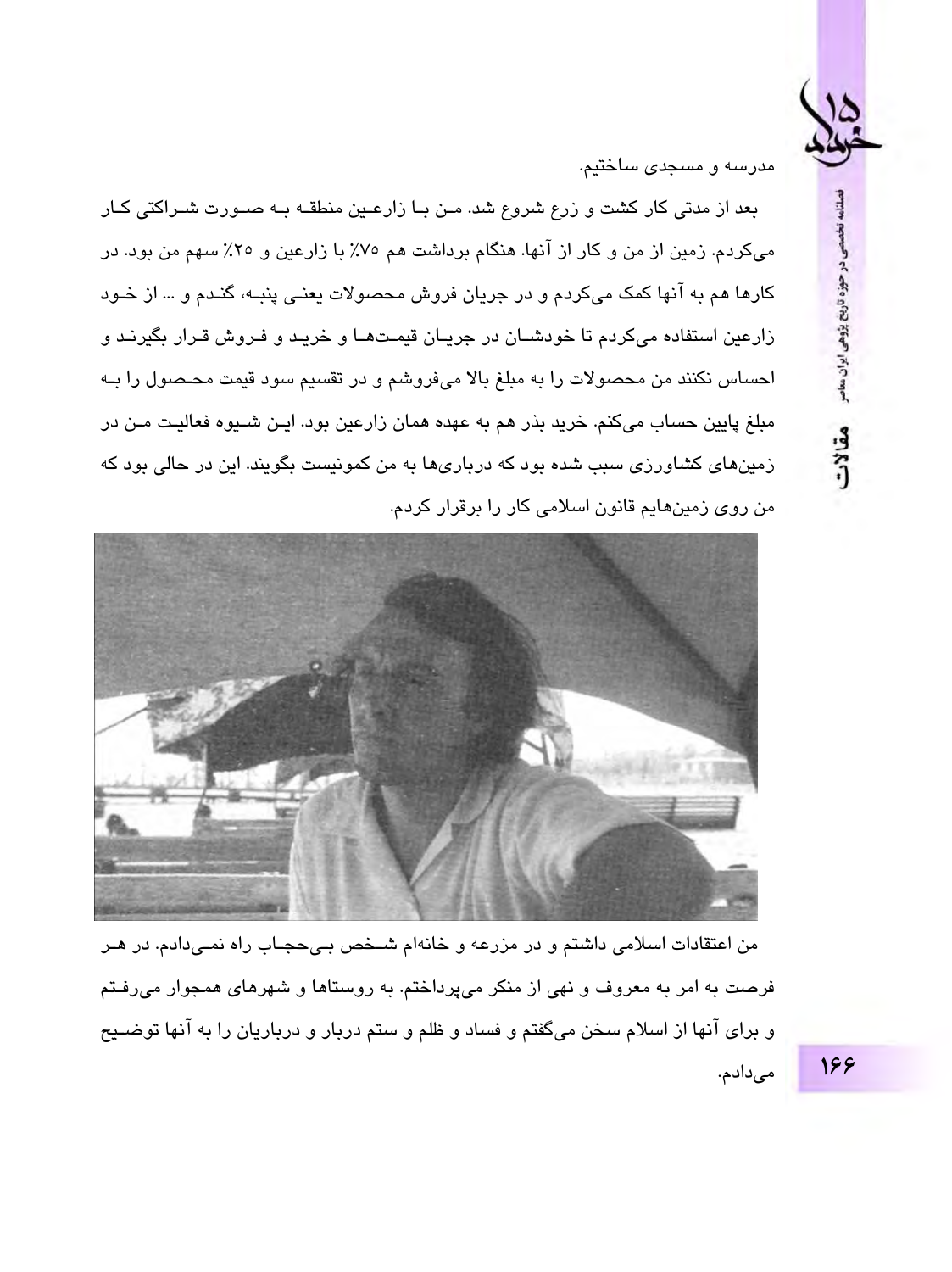مدرسه و مسجدی ساختیم.

بعد از مدتی کار کشت و زرع شروع شد. من با زارعین منطقه به صورت شراکتی کار می‌کردم. زمین از من و کار از آنها. هنگام برداشت هم ۷۵٪ با زارعین و ۲۵٪ سهم من بود. در کارها هم به آنها کمک می‌کردم و در جریان فروش محصولات یعنی پنبه، گندم و ... از خود زارعین استفاده می‌کردم تا خودشان در جریان قیمت‌ها و خرید و فروش قرار بگیرند و احساس نکنند من محصولات را به مبلغ بالا می‌فروشم و در تقسیم سود قیمت محصول را به مبلغ پایین حساب می‌کنم. خرید بذر هم به عهده همان زارعین بود. این شیوه فعالیت من در زمین‌های کشاورزی سبب شده بود که درباری‌ها به من کمونیست بگویند. این در حالی بود که من روی زمین‌هایم قانون اسلامی کار را برقرار کردم.

من اعتقادات اسلامی داشتم و در مزرعه و خانه‌ام شخص بی‌حجاب راه نمی‌دادم. در هر فرصت به امر به معروف و نهی از منکر می‌پرداختم. به روستاها و شهرهای همجوار می‌رفتم و برای آنها از اسلام سخن می‌گفتم و فساد و ظلم و ستم دربار و درباریان را به آنها توضیح می‌دادم.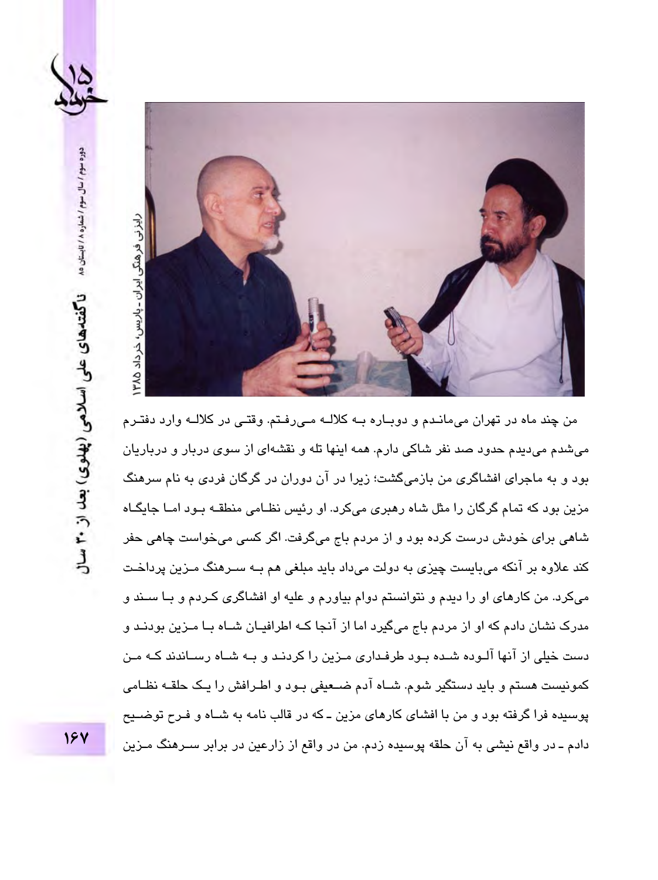رایزنی فرهنگی ایران ـ پاریس، خرداد ۱۳۸۵

من چند ماه در تهران می‌ماندم و دوباره به کلاله می‌رفتم. وقتی در کلاله وارد دفترم می‌شدم می‌دیدم حدود صد نفر شاکی دارم. همه اینها تله و نقشه‌ای از سوی دربار و درباریان بود و به ماجرای افشاگری من بازمی‌گشت؛ زیرا در آن دوران در گرگان فردی به نام سرهنگ مزین بود که تمام گرگان را مثل شاه رهبری می‌کرد. او رئیس نظامی منطقه بود اما جایگاه شاهی برای خودش درست کرده بود و از مردم باج می‌گرفت. اگر کسی می‌خواست چاهی حفر کند علاوه بر آنکه می‌بایست چیزی به دولت می‌داد باید مبلغی هم به سرهنگ مزین پرداخت می‌کرد. من کارهای او را دیدم و نتوانستم دوام بیاورم و علیه او افشاگری کردم و با سند و مدرک نشان دادم که او از مردم باج می‌گیرد اما از آنجا که اطرافیان شاه با مزین بودند و دست خیلی از آنها آلوده شده بود طرفداری مزین را کردند و به شاه رساندند که من کمونیست هستم و باید دستگیر شوم. شاه آدم ضعیفی بود و اطرافش را یک حلقه نظامی پوسیده فرا گرفته بود و من با افشای کارهای مزین ـ که در قالب نامه به شاه و فرح توضیح دادم ـ در واقع نیشی به آن حلقه پوسیده زدم. من در واقع از زارعین در برابر سرهنگ مزین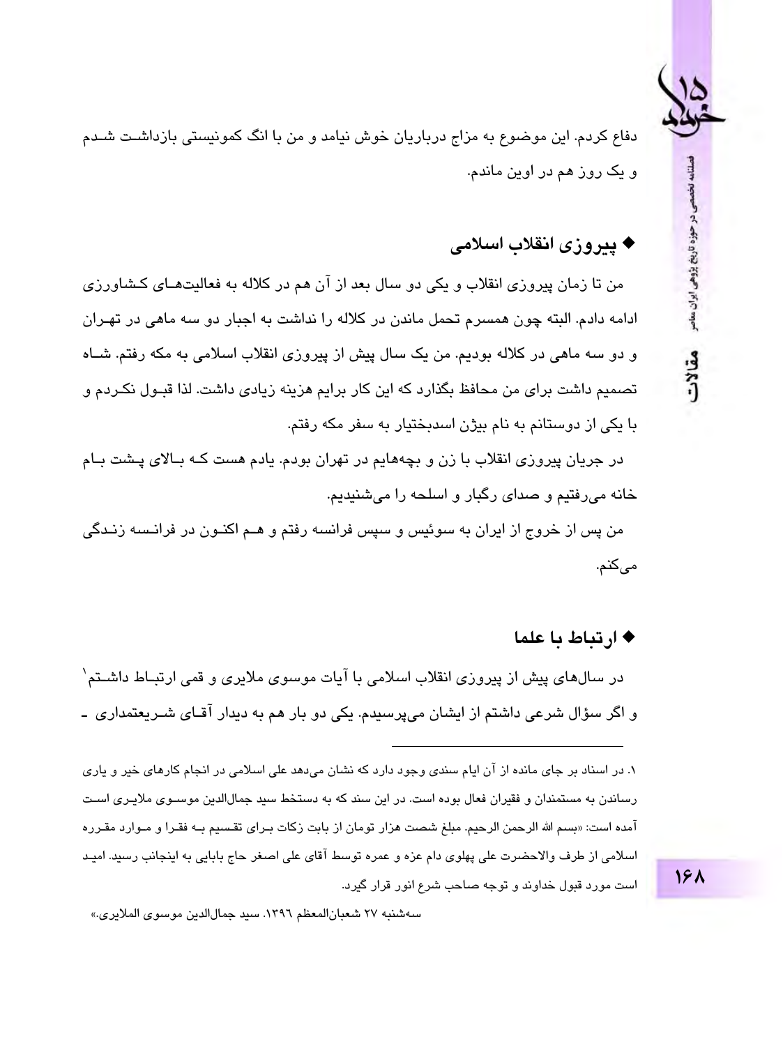دفاع کردم. این موضوع به مزاج درباریان خوش نیامد و من با انگ کمونیستی بازداشت شدم و یک روز هم در اوین ماندم.

## ◆ پیروزی انقلاب اسلامی

من تا زمان پیروزی انقلاب و یکی دو سال بعد از آن هم در کلاله به فعالیت‌های کشاورزی ادامه دادم. البته چون همسرم تحمل ماندن در کلاله را نداشت به اجبار دو سه ماهی در تهران و دو سه ماهی در کلاله بودیم. من یک سال پیش از پیروزی انقلاب اسلامی به مکه رفتم. شاه تصمیم داشت برای من محافظ بگذارد که این کار برایم هزینه زیادی داشت. لذا قبول نکردم و با یکی از دوستانم به نام بیژن اسدبختیار به سفر مکه رفتم.

در جریان پیروزی انقلاب با زن و بچه‌هایم در تهران بودم. یادم هست که بالای پشت بام خانه می‌رفتیم و صدای رگبار و اسلحه را می‌شنیدیم.

من پس از خروج از ایران به سوئیس و سپس فرانسه رفتم و هم اکنون در فرانسه زندگی می‌کنم.

## ◆ ارتباط با علما

در سال‌های پیش از پیروزی انقلاب اسلامی با آیات موسوی ملایری و قمی ارتباط داشتم[1] و اگر سؤال شرعی داشتم از ایشان می‌پرسیدم. یکی دو بار هم به دیدار آقای شریعتمداری ـ

---

۱. در اسناد بر جای مانده از آن ایام سندی وجود دارد که نشان می‌دهد علی اسلامی در انجام کارهای خیر و یاری رساندن به مستمندان و فقیران فعال بوده است. در این سند که به دستخط سید جمال‌الدین موسوی ملایری است آمده است: «بسم الله الرحمن الرحیم. مبلغ شصت هزار تومان از بابت زکات برای تقسیم به فقرا و موارد مقرره اسلامی از طرف والاحضرت علی پهلوی دام عزه و عمره توسط آقای علی اصغر حاج بابایی به اینجانب رسید. امید است مورد قبول خداوند و توجه صاحب شرع انور قرار گیرد.

سه‌شنبه ۲۷ شعبان‌المعظم ۱۳۹٦. سید جمال‌الدین موسوی الملایری.»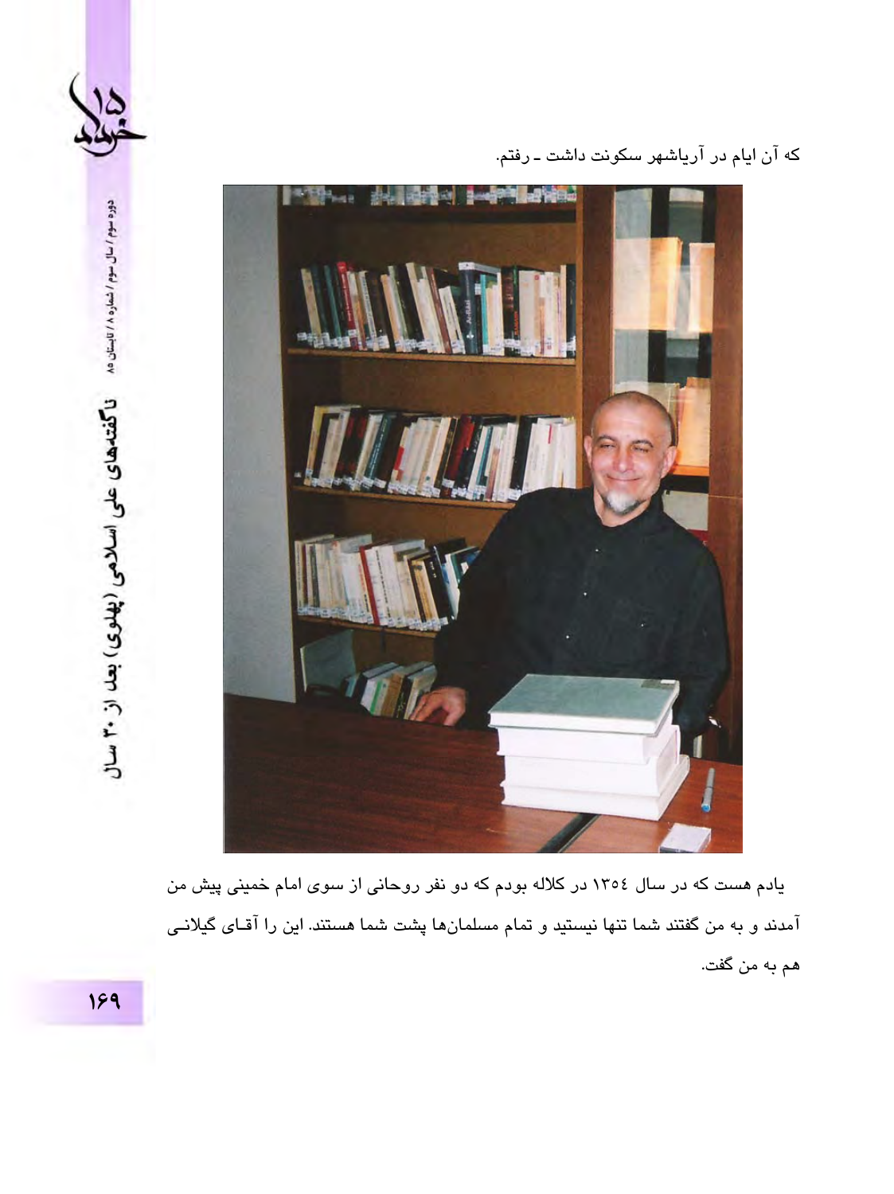که آن ایام در آریاشهر سکونت داشت ـ رفتم.

یادم هست که در سال ۱۳۵٤ در کلاله بودم که دو نفر روحانی از سوی امام خمینی پیش من آمدند و به من گفتند شما تنها نیستید و تمام مسلمان‌ها پشت شما هستند. این را آقـای گیلانـی هم به من گفت.